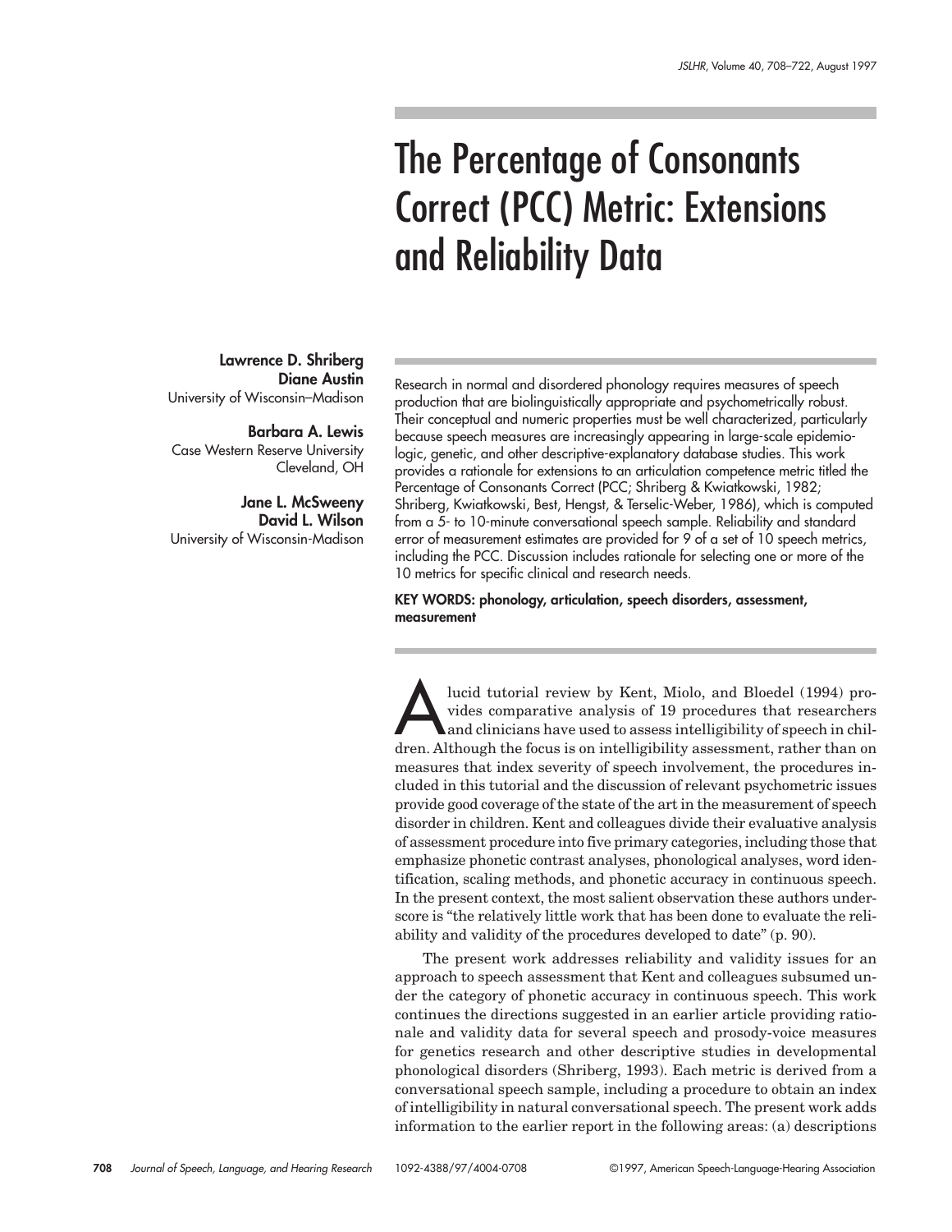# The Percentage of Consonants Correct (PCC) Metric: Extensions and Reliability Data

**Lawrence D. Shriberg**
**Diane Austin**
University of Wisconsin–Madison

**Barbara A. Lewis**
Case Western Reserve University
Cleveland, OH

**Jane L. McSweeny**
**David L. Wilson**
University of Wisconsin-Madison

Research in normal and disordered phonology requires measures of speech production that are biolinguistically appropriate and psychometrically robust. Their conceptual and numeric properties must be well characterized, particularly because speech measures are increasingly appearing in large-scale epidemiologic, genetic, and other descriptive-explanatory database studies. This work provides a rationale for extensions to an articulation competence metric titled the Percentage of Consonants Correct (PCC; Shriberg & Kwiatkowski, 1982; Shriberg, Kwiatkowski, Best, Hengst, & Terselic-Weber, 1986), which is computed from a 5- to 10-minute conversational speech sample. Reliability and standard error of measurement estimates are provided for 9 of a set of 10 speech metrics, including the PCC. Discussion includes rationale for selecting one or more of the 10 metrics for specific clinical and research needs.

**KEY WORDS: phonology, articulation, speech disorders, assessment, measurement**

A lucid tutorial review by Kent, Miolo, and Bloedel (1994) provides comparative analysis of 19 procedures that researchers and clinicians have used to assess intelligibility of speech in children. Although the focus is on intelligibility assessment, rather than on measures that index severity of speech involvement, the procedures included in this tutorial and the discussion of relevant psychometric issues provide good coverage of the state of the art in the measurement of speech disorder in children. Kent and colleagues divide their evaluative analysis of assessment procedure into five primary categories, including those that emphasize phonetic contrast analyses, phonological analyses, word identification, scaling methods, and phonetic accuracy in continuous speech. In the present context, the most salient observation these authors underscore is "the relatively little work that has been done to evaluate the reliability and validity of the procedures developed to date" (p. 90).

The present work addresses reliability and validity issues for an approach to speech assessment that Kent and colleagues subsumed under the category of phonetic accuracy in continuous speech. This work continues the directions suggested in an earlier article providing rationale and validity data for several speech and prosody-voice measures for genetics research and other descriptive studies in developmental phonological disorders (Shriberg, 1993). Each metric is derived from a conversational speech sample, including a procedure to obtain an index of intelligibility in natural conversational speech. The present work adds information to the earlier report in the following areas: (a) descriptions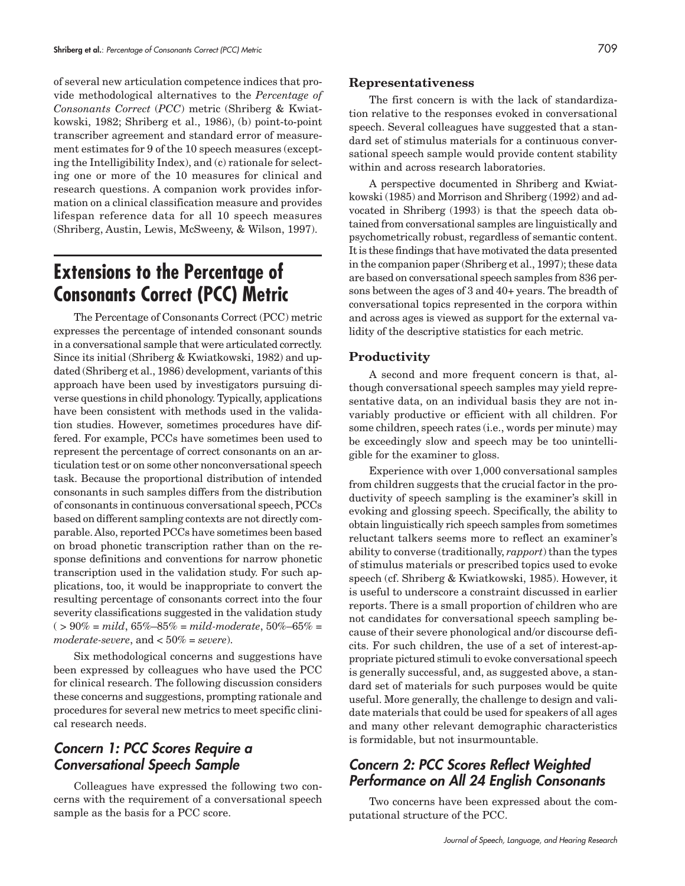of several new articulation competence indices that provide methodological alternatives to the *Percentage of Consonants Correct* (*PCC*) metric (Shriberg & Kwiatkowski, 1982; Shriberg et al., 1986), (b) point-to-point transcriber agreement and standard error of measurement estimates for 9 of the 10 speech measures (excepting the Intelligibility Index), and (c) rationale for selecting one or more of the 10 measures for clinical and research questions. A companion work provides information on a clinical classification measure and provides lifespan reference data for all 10 speech measures (Shriberg, Austin, Lewis, McSweeny, & Wilson, 1997).

# Extensions to the Percentage of Consonants Correct (PCC) Metric

The Percentage of Consonants Correct (PCC) metric expresses the percentage of intended consonant sounds in a conversational sample that were articulated correctly. Since its initial (Shriberg & Kwiatkowski, 1982) and updated (Shriberg et al., 1986) development, variants of this approach have been used by investigators pursuing diverse questions in child phonology. Typically, applications have been consistent with methods used in the validation studies. However, sometimes procedures have differed. For example, PCCs have sometimes been used to represent the percentage of correct consonants on an articulation test or on some other nonconversational speech task. Because the proportional distribution of intended consonants in such samples differs from the distribution of consonants in continuous conversational speech, PCCs based on different sampling contexts are not directly comparable. Also, reported PCCs have sometimes been based on broad phonetic transcription rather than on the response definitions and conventions for narrow phonetic transcription used in the validation study. For such applications, too, it would be inappropriate to convert the resulting percentage of consonants correct into the four severity classifications suggested in the validation study ( > 90% = *mild*, 65%–85% = *mild-moderate*, 50%–65% = *moderate-severe*, and < 50% = *severe*).

Six methodological concerns and suggestions have been expressed by colleagues who have used the PCC for clinical research. The following discussion considers these concerns and suggestions, prompting rationale and procedures for several new metrics to meet specific clinical research needs.

## Concern 1: PCC Scores Require a Conversational Speech Sample

Colleagues have expressed the following two concerns with the requirement of a conversational speech sample as the basis for a PCC score.

### Representativeness

The first concern is with the lack of standardization relative to the responses evoked in conversational speech. Several colleagues have suggested that a standard set of stimulus materials for a continuous conversational speech sample would provide content stability within and across research laboratories.

A perspective documented in Shriberg and Kwiatkowski (1985) and Morrison and Shriberg (1992) and advocated in Shriberg (1993) is that the speech data obtained from conversational samples are linguistically and psychometrically robust, regardless of semantic content. It is these findings that have motivated the data presented in the companion paper (Shriberg et al., 1997); these data are based on conversational speech samples from 836 persons between the ages of 3 and 40+ years. The breadth of conversational topics represented in the corpora within and across ages is viewed as support for the external validity of the descriptive statistics for each metric.

### Productivity

A second and more frequent concern is that, although conversational speech samples may yield representative data, on an individual basis they are not invariably productive or efficient with all children. For some children, speech rates (i.e., words per minute) may be exceedingly slow and speech may be too unintelligible for the examiner to gloss.

Experience with over 1,000 conversational samples from children suggests that the crucial factor in the productivity of speech sampling is the examiner's skill in evoking and glossing speech. Specifically, the ability to obtain linguistically rich speech samples from sometimes reluctant talkers seems more to reflect an examiner's ability to converse (traditionally, *rapport*) than the types of stimulus materials or prescribed topics used to evoke speech (cf. Shriberg & Kwiatkowski, 1985). However, it is useful to underscore a constraint discussed in earlier reports. There is a small proportion of children who are not candidates for conversational speech sampling because of their severe phonological and/or discourse deficits. For such children, the use of a set of interest-appropriate pictured stimuli to evoke conversational speech is generally successful, and, as suggested above, a standard set of materials for such purposes would be quite useful. More generally, the challenge to design and validate materials that could be used for speakers of all ages and many other relevant demographic characteristics is formidable, but not insurmountable.

## Concern 2: PCC Scores Reflect Weighted Performance on All 24 English Consonants

Two concerns have been expressed about the computational structure of the PCC.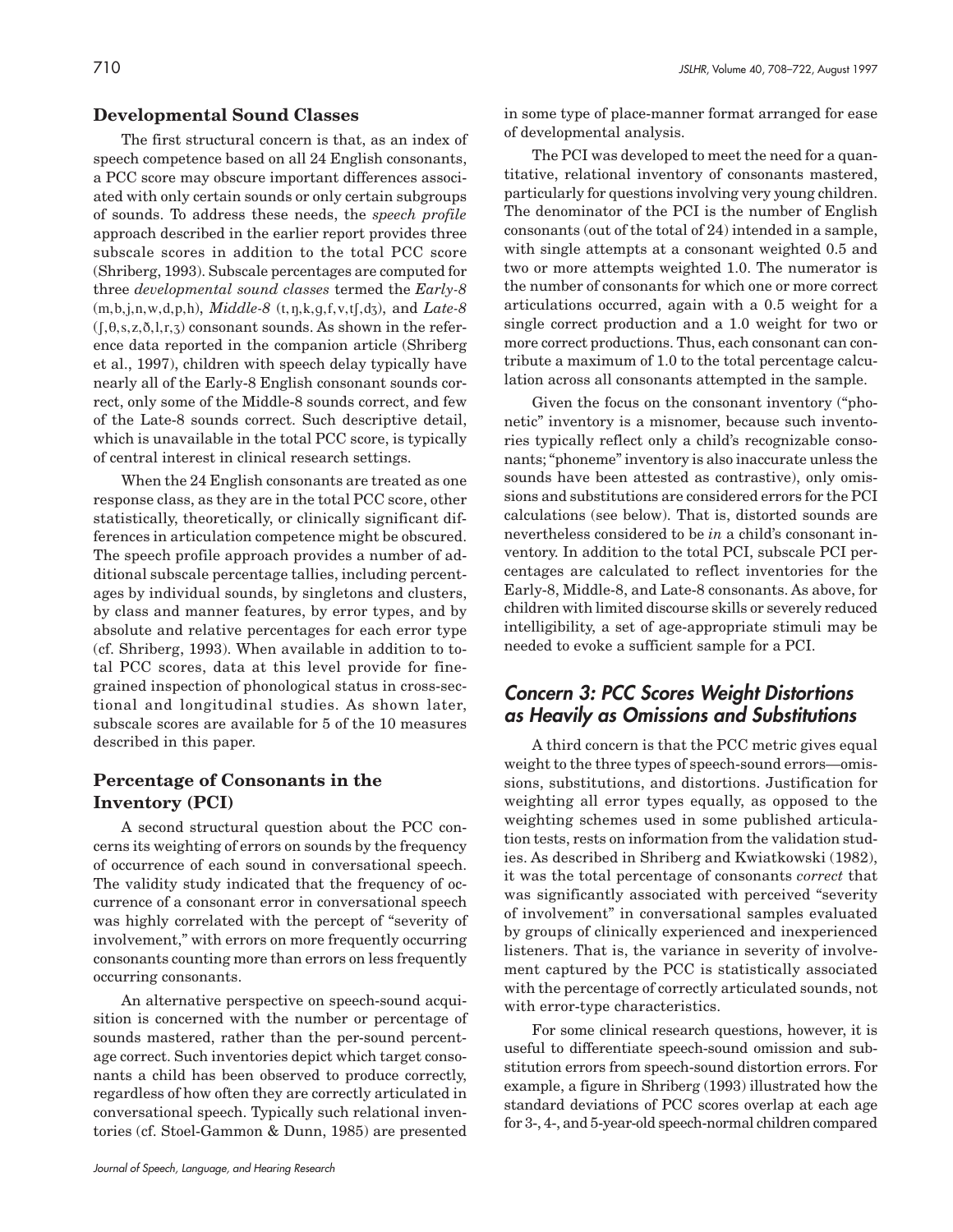### Developmental Sound Classes

The first structural concern is that, as an index of speech competence based on all 24 English consonants, a PCC score may obscure important differences associated with only certain sounds or only certain subgroups of sounds. To address these needs, the *speech profile* approach described in the earlier report provides three subscale scores in addition to the total PCC score (Shriberg, 1993). Subscale percentages are computed for three *developmental sound classes* termed the *Early-8* (m,b,j,n,w,d,p,h), *Middle-8* (t,ŋ,k,g,f,v,tʃ,dʒ), and *Late-8* (ʃ,θ,s,z,ð,l,r,ʒ) consonant sounds. As shown in the reference data reported in the companion article (Shriberg et al., 1997), children with speech delay typically have nearly all of the Early-8 English consonant sounds correct, only some of the Middle-8 sounds correct, and few of the Late-8 sounds correct. Such descriptive detail, which is unavailable in the total PCC score, is typically of central interest in clinical research settings.

When the 24 English consonants are treated as one response class, as they are in the total PCC score, other statistically, theoretically, or clinically significant differences in articulation competence might be obscured. The speech profile approach provides a number of additional subscale percentage tallies, including percentages by individual sounds, by singletons and clusters, by class and manner features, by error types, and by absolute and relative percentages for each error type (cf. Shriberg, 1993). When available in addition to total PCC scores, data at this level provide for fine-grained inspection of phonological status in cross-sectional and longitudinal studies. As shown later, subscale scores are available for 5 of the 10 measures described in this paper.

### Percentage of Consonants in the Inventory (PCI)

A second structural question about the PCC concerns its weighting of errors on sounds by the frequency of occurrence of each sound in conversational speech. The validity study indicated that the frequency of occurrence of a consonant error in conversational speech was highly correlated with the percept of "severity of involvement," with errors on more frequently occurring consonants counting more than errors on less frequently occurring consonants.

An alternative perspective on speech-sound acquisition is concerned with the number or percentage of sounds mastered, rather than the per-sound percentage correct. Such inventories depict which target consonants a child has been observed to produce correctly, regardless of how often they are correctly articulated in conversational speech. Typically such relational inventories (cf. Stoel-Gammon & Dunn, 1985) are presented in some type of place-manner format arranged for ease of developmental analysis.

The PCI was developed to meet the need for a quantitative, relational inventory of consonants mastered, particularly for questions involving very young children. The denominator of the PCI is the number of English consonants (out of the total of 24) intended in a sample, with single attempts at a consonant weighted 0.5 and two or more attempts weighted 1.0. The numerator is the number of consonants for which one or more correct articulations occurred, again with a 0.5 weight for a single correct production and a 1.0 weight for two or more correct productions. Thus, each consonant can contribute a maximum of 1.0 to the total percentage calculation across all consonants attempted in the sample.

Given the focus on the consonant inventory ("phonetic" inventory is a misnomer, because such inventories typically reflect only a child's recognizable consonants; "phoneme" inventory is also inaccurate unless the sounds have been attested as contrastive), only omissions and substitutions are considered errors for the PCI calculations (see below). That is, distorted sounds are nevertheless considered to be *in* a child's consonant inventory. In addition to the total PCI, subscale PCI percentages are calculated to reflect inventories for the Early-8, Middle-8, and Late-8 consonants. As above, for children with limited discourse skills or severely reduced intelligibility, a set of age-appropriate stimuli may be needed to evoke a sufficient sample for a PCI.

## Concern 3: PCC Scores Weight Distortions as Heavily as Omissions and Substitutions

A third concern is that the PCC metric gives equal weight to the three types of speech-sound errors—omissions, substitutions, and distortions. Justification for weighting all error types equally, as opposed to the weighting schemes used in some published articulation tests, rests on information from the validation studies. As described in Shriberg and Kwiatkowski (1982), it was the total percentage of consonants *correct* that was significantly associated with perceived "severity of involvement" in conversational samples evaluated by groups of clinically experienced and inexperienced listeners. That is, the variance in severity of involvement captured by the PCC is statistically associated with the percentage of correctly articulated sounds, not with error-type characteristics.

For some clinical research questions, however, it is useful to differentiate speech-sound omission and substitution errors from speech-sound distortion errors. For example, a figure in Shriberg (1993) illustrated how the standard deviations of PCC scores overlap at each age for 3-, 4-, and 5-year-old speech-normal children compared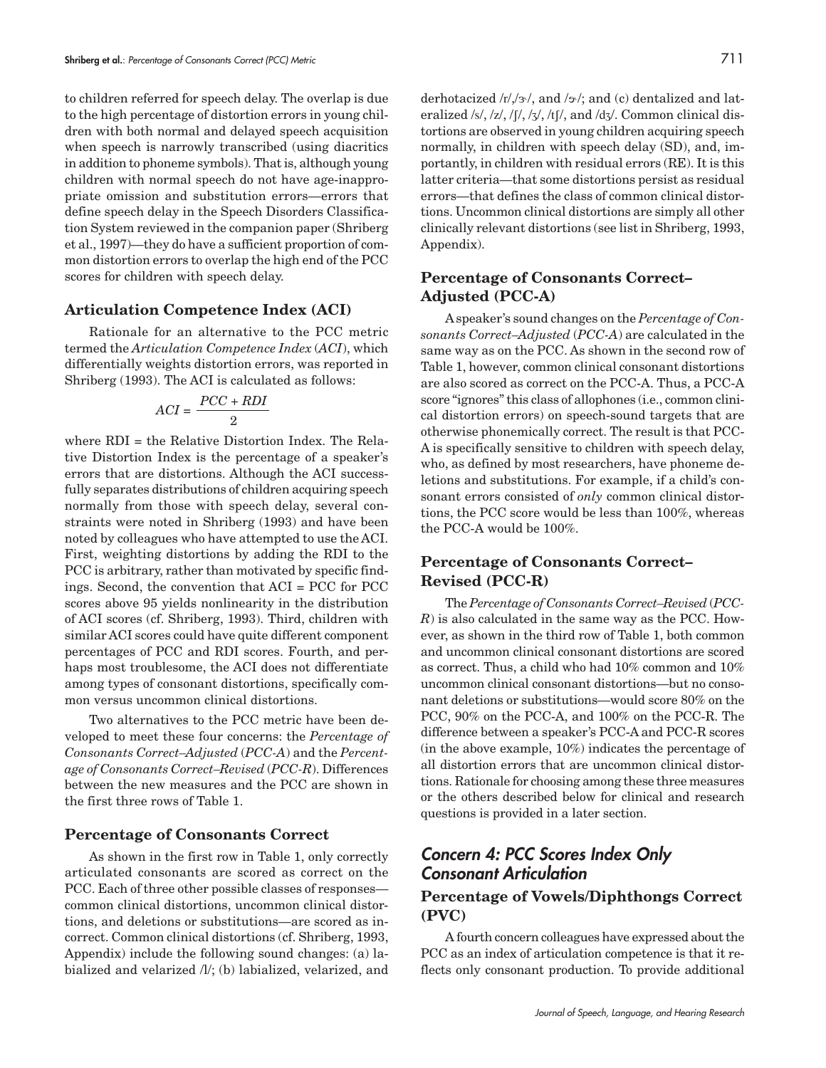to children referred for speech delay. The overlap is due to the high percentage of distortion errors in young children with both normal and delayed speech acquisition when speech is narrowly transcribed (using diacritics in addition to phoneme symbols). That is, although young children with normal speech do not have age-inappropriate omission and substitution errors—errors that define speech delay in the Speech Disorders Classification System reviewed in the companion paper (Shriberg et al., 1997)—they do have a sufficient proportion of common distortion errors to overlap the high end of the PCC scores for children with speech delay.

### Articulation Competence Index (ACI)

Rationale for an alternative to the PCC metric termed the *Articulation Competence Index* (*ACI*), which differentially weights distortion errors, was reported in Shriberg (1993). The ACI is calculated as follows:

$$ACI = \frac{PCC + RDI}{2}$$

where RDI = the Relative Distortion Index. The Relative Distortion Index is the percentage of a speaker's errors that are distortions. Although the ACI successfully separates distributions of children acquiring speech normally from those with speech delay, several constraints were noted in Shriberg (1993) and have been noted by colleagues who have attempted to use the ACI. First, weighting distortions by adding the RDI to the PCC is arbitrary, rather than motivated by specific findings. Second, the convention that ACI = PCC for PCC scores above 95 yields nonlinearity in the distribution of ACI scores (cf. Shriberg, 1993). Third, children with similar ACI scores could have quite different component percentages of PCC and RDI scores. Fourth, and perhaps most troublesome, the ACI does not differentiate among types of consonant distortions, specifically common versus uncommon clinical distortions.

Two alternatives to the PCC metric have been developed to meet these four concerns: the *Percentage of Consonants Correct–Adjusted* (*PCC-A*) and the *Percentage of Consonants Correct–Revised* (*PCC-R*). Differences between the new measures and the PCC are shown in the first three rows of Table 1.

### Percentage of Consonants Correct

As shown in the first row in Table 1, only correctly articulated consonants are scored as correct on the PCC. Each of three other possible classes of responses—common clinical distortions, uncommon clinical distortions, and deletions or substitutions—are scored as incorrect. Common clinical distortions (cf. Shriberg, 1993, Appendix) include the following sound changes: (a) labialized and velarized /l/; (b) labialized, velarized, and derhotacized /r/,/ɝ/, and /ɚ/; and (c) dentalized and lateralized /s/, /z/, /ʃ/, /ʒ/, /tʃ/, and /dʒ/. Common clinical distortions are observed in young children acquiring speech normally, in children with speech delay (SD), and, importantly, in children with residual errors (RE). It is this latter criteria—that some distortions persist as residual errors—that defines the class of common clinical distortions. Uncommon clinical distortions are simply all other clinically relevant distortions (see list in Shriberg, 1993, Appendix).

### Percentage of Consonants Correct–Adjusted (PCC-A)

A speaker's sound changes on the *Percentage of Consonants Correct–Adjusted* (*PCC-A*) are calculated in the same way as on the PCC. As shown in the second row of Table 1, however, common clinical consonant distortions are also scored as correct on the PCC-A. Thus, a PCC-A score "ignores" this class of allophones (i.e., common clinical distortion errors) on speech-sound targets that are otherwise phonemically correct. The result is that PCC-A is specifically sensitive to children with speech delay, who, as defined by most researchers, have phoneme deletions and substitutions. For example, if a child's consonant errors consisted of *only* common clinical distortions, the PCC score would be less than 100%, whereas the PCC-A would be 100%.

### Percentage of Consonants Correct–Revised (PCC-R)

The *Percentage of Consonants Correct–Revised* (*PCC-R*) is also calculated in the same way as the PCC. However, as shown in the third row of Table 1, both common and uncommon clinical consonant distortions are scored as correct. Thus, a child who had 10% common and 10% uncommon clinical consonant distortions—but no consonant deletions or substitutions—would score 80% on the PCC, 90% on the PCC-A, and 100% on the PCC-R. The difference between a speaker's PCC-A and PCC-R scores (in the above example, 10%) indicates the percentage of all distortion errors that are uncommon clinical distortions. Rationale for choosing among these three measures or the others described below for clinical and research questions is provided in a later section.

## *Concern 4: PCC Scores Index Only Consonant Articulation*

### Percentage of Vowels/Diphthongs Correct (PVC)

A fourth concern colleagues have expressed about the PCC as an index of articulation competence is that it reflects only consonant production. To provide additional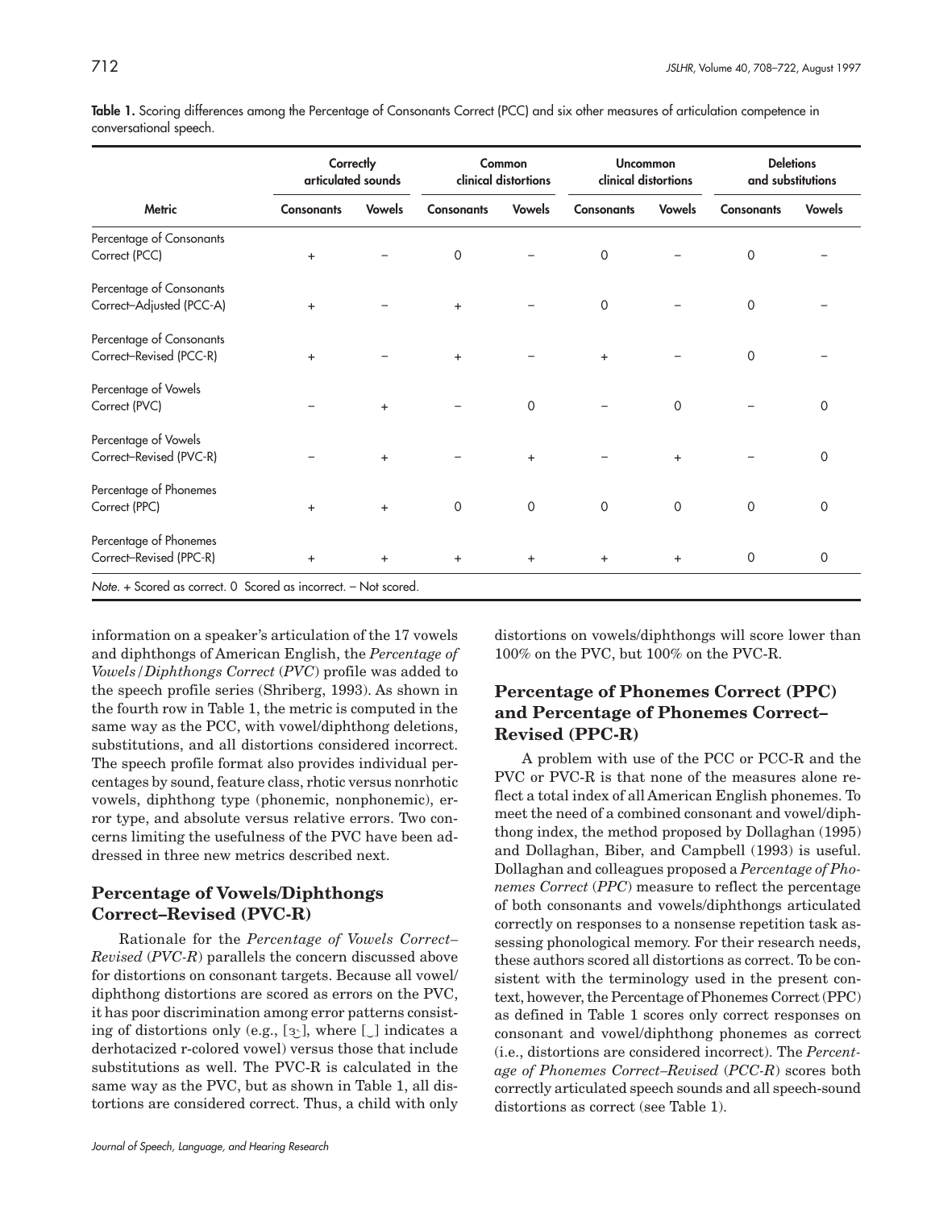**Table 1.** Scoring differences among the Percentage of Consonants Correct (PCC) and six other measures of articulation competence in conversational speech.

| | Correctly articulated sounds | | Common clinical distortions | | Uncommon clinical distortions | | Deletions and substitutions | |
|---|---|---|---|---|---|---|---|---|
| Metric | Consonants | Vowels | Consonants | Vowels | Consonants | Vowels | Consonants | Vowels |
| Percentage of Consonants Correct (PCC) | + | – | 0 | – | 0 | – | 0 | – |
| Percentage of Consonants Correct–Adjusted (PCC-A) | + | – | + | – | 0 | – | 0 | – |
| Percentage of Consonants Correct–Revised (PCC-R) | + | – | + | – | + | – | 0 | – |
| Percentage of Vowels Correct (PVC) | – | + | – | 0 | – | 0 | – | 0 |
| Percentage of Vowels Correct–Revised (PVC-R) | – | + | – | + | – | + | – | 0 |
| Percentage of Phonemes Correct (PPC) | + | + | 0 | 0 | 0 | 0 | 0 | 0 |
| Percentage of Phonemes Correct–Revised (PPC-R) | + | + | + | + | + | + | 0 | 0 |

*Note.* + Scored as correct. 0 Scored as incorrect. – Not scored.

information on a speaker's articulation of the 17 vowels and diphthongs of American English, the *Percentage of Vowels/Diphthongs Correct (PVC)* profile was added to the speech profile series (Shriberg, 1993). As shown in the fourth row in Table 1, the metric is computed in the same way as the PCC, with vowel/diphthong deletions, substitutions, and all distortions considered incorrect. The speech profile format also provides individual percentages by sound, feature class, rhotic versus nonrhotic vowels, diphthong type (phonemic, nonphonemic), error type, and absolute versus relative errors. Two concerns limiting the usefulness of the PVC have been addressed in three new metrics described next.

## Percentage of Vowels/Diphthongs Correct–Revised (PVC-R)

Rationale for the *Percentage of Vowels Correct–Revised (PVC-R)* parallels the concern discussed above for distortions on consonant targets. Because all vowel/diphthong distortions are scored as errors on the PVC, it has poor discrimination among error patterns consisting of distortions only (e.g., [ɝ̜], where [ ̜] indicates a derhotacized r-colored vowel) versus those that include substitutions as well. The PVC-R is calculated in the same way as the PVC, but as shown in Table 1, all distortions are considered correct. Thus, a child with only distortions on vowels/diphthongs will score lower than 100% on the PVC, but 100% on the PVC-R.

## Percentage of Phonemes Correct (PPC) and Percentage of Phonemes Correct–Revised (PPC-R)

A problem with use of the PCC or PCC-R and the PVC or PVC-R is that none of the measures alone reflect a total index of all American English phonemes. To meet the need of a combined consonant and vowel/diphthong index, the method proposed by Dollaghan (1995) and Dollaghan, Biber, and Campbell (1993) is useful. Dollaghan and colleagues proposed a *Percentage of Phonemes Correct (PPC)* measure to reflect the percentage of both consonants and vowels/diphthongs articulated correctly on responses to a nonsense repetition task assessing phonological memory. For their research needs, these authors scored all distortions as correct. To be consistent with the terminology used in the present context, however, the Percentage of Phonemes Correct (PPC) as defined in Table 1 scores only correct responses on consonant and vowel/diphthong phonemes as correct (i.e., distortions are considered incorrect). The *Percentage of Phonemes Correct–Revised (PCC-R)* scores both correctly articulated speech sounds and all speech-sound distortions as correct (see Table 1).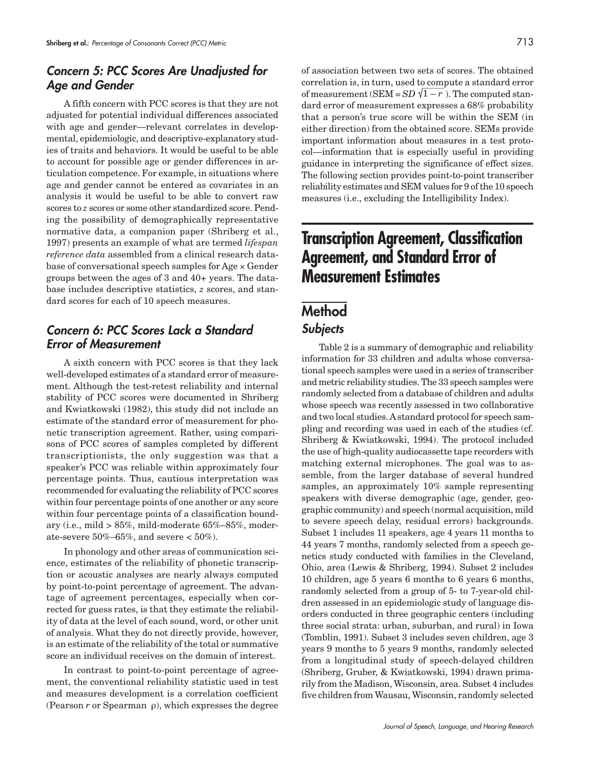### *Concern 5: PCC Scores Are Unadjusted for Age and Gender*

A fifth concern with PCC scores is that they are not adjusted for potential individual differences associated with age and gender—relevant correlates in developmental, epidemiologic, and descriptive-explanatory studies of traits and behaviors. It would be useful to be able to account for possible age or gender differences in articulation competence. For example, in situations where age and gender cannot be entered as covariates in an analysis it would be useful to be able to convert raw scores to *z* scores or some other standardized score. Pending the possibility of demographically representative normative data, a companion paper (Shriberg et al., 1997) presents an example of what are termed *lifespan reference data* assembled from a clinical research database of conversational speech samples for Age × Gender groups between the ages of 3 and 40+ years. The database includes descriptive statistics, *z* scores, and standard scores for each of 10 speech measures.

### *Concern 6: PCC Scores Lack a Standard Error of Measurement*

A sixth concern with PCC scores is that they lack well-developed estimates of a standard error of measurement. Although the test-retest reliability and internal stability of PCC scores were documented in Shriberg and Kwiatkowski (1982), this study did not include an estimate of the standard error of measurement for phonetic transcription agreement. Rather, using comparisons of PCC scores of samples completed by different transcriptionists, the only suggestion was that a speaker's PCC was reliable within approximately four percentage points. Thus, cautious interpretation was recommended for evaluating the reliability of PCC scores within four percentage points of one another or any score within four percentage points of a classification boundary (i.e., mild > 85%, mild-moderate 65%–85%, moderate-severe 50%–65%, and severe < 50%).

In phonology and other areas of communication science, estimates of the reliability of phonetic transcription or acoustic analyses are nearly always computed by point-to-point percentage of agreement. The advantage of agreement percentages, especially when corrected for guess rates, is that they estimate the reliability of data at the level of each sound, word, or other unit of analysis. What they do not directly provide, however, is an estimate of the reliability of the total or summative score an individual receives on the domain of interest.

In contrast to point-to-point percentage of agreement, the conventional reliability statistic used in test and measures development is a correlation coefficient (Pearson *r* or Spearman ρ), which expresses the degree of association between two sets of scores. The obtained correlation is, in turn, used to compute a standard error of measurement (SEM = $SD\sqrt{1-r}$). The computed standard error of measurement expresses a 68% probability that a person's true score will be within the SEM (in either direction) from the obtained score. SEMs provide important information about measures in a test protocol—information that is especially useful in providing guidance in interpreting the significance of effect sizes. The following section provides point-to-point transcriber reliability estimates and SEM values for 9 of the 10 speech measures (i.e., excluding the Intelligibility Index).

# Transcription Agreement, Classification Agreement, and Standard Error of Measurement Estimates

## Method

### *Subjects*

Table 2 is a summary of demographic and reliability information for 33 children and adults whose conversational speech samples were used in a series of transcriber and metric reliability studies. The 33 speech samples were randomly selected from a database of children and adults whose speech was recently assessed in two collaborative and two local studies. A standard protocol for speech sampling and recording was used in each of the studies (cf. Shriberg & Kwiatkowski, 1994). The protocol included the use of high-quality audiocassette tape recorders with matching external microphones. The goal was to assemble, from the larger database of several hundred samples, an approximately 10% sample representing speakers with diverse demographic (age, gender, geographic community) and speech (normal acquisition, mild to severe speech delay, residual errors) backgrounds. Subset 1 includes 11 speakers, age 4 years 11 months to 44 years 7 months, randomly selected from a speech genetics study conducted with families in the Cleveland, Ohio, area (Lewis & Shriberg, 1994). Subset 2 includes 10 children, age 5 years 6 months to 6 years 6 months, randomly selected from a group of 5- to 7-year-old children assessed in an epidemiologic study of language disorders conducted in three geographic centers (including three social strata: urban, suburban, and rural) in Iowa (Tomblin, 1991). Subset 3 includes seven children, age 3 years 9 months to 5 years 9 months, randomly selected from a longitudinal study of speech-delayed children (Shriberg, Gruber, & Kwiatkowski, 1994) drawn primarily from the Madison, Wisconsin, area. Subset 4 includes five children from Wausau, Wisconsin, randomly selected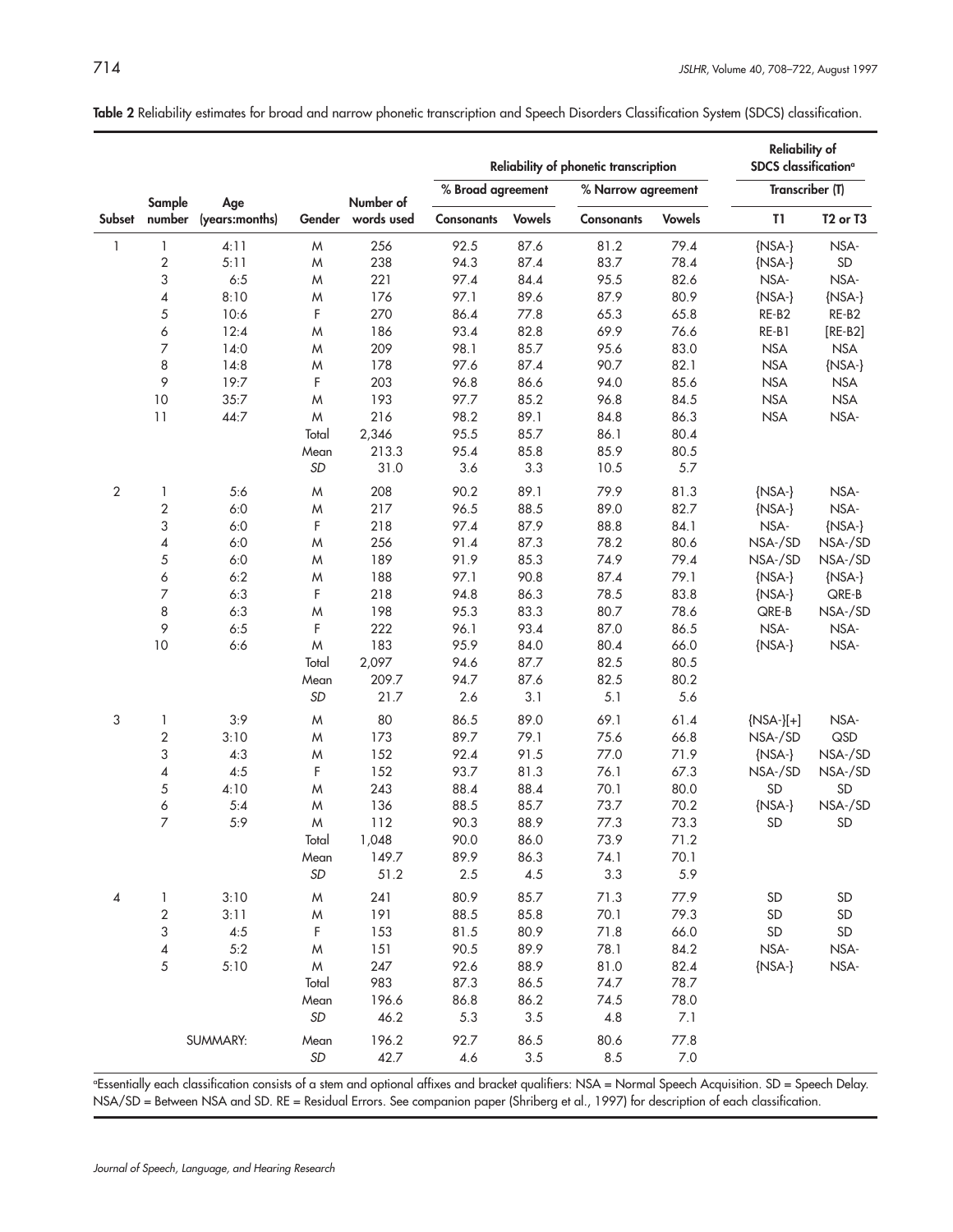**Table 2** Reliability estimates for broad and narrow phonetic transcription and Speech Disorders Classification System (SDCS) classification.

| | | | | | Reliability of phonetic transcription | | | | Reliability of SDCS classification[a] | |
|---|---|---|---|---|---|---|---|---|---|---|
| | | | | | % Broad agreement | | % Narrow agreement | | Transcriber (T) | |
| Subset | Sample number | Age (years:months) | Gender | Number of words used | Consonants | Vowels | Consonants | Vowels | T1 | T2 or T3 |
| 1 | 1 | 4:11 | M | 256 | 92.5 | 87.6 | 81.2 | 79.4 | {NSA-} | NSA- |
| | 2 | 5:11 | M | 238 | 94.3 | 87.4 | 83.7 | 78.4 | {NSA-} | SD |
| | 3 | 6:5 | M | 221 | 97.4 | 84.4 | 95.5 | 82.6 | NSA- | NSA- |
| | 4 | 8:10 | M | 176 | 97.1 | 89.6 | 87.9 | 80.9 | {NSA-} | {NSA-} |
| | 5 | 10:6 | F | 270 | 86.4 | 77.8 | 65.3 | 65.8 | RE-B2 | RE-B2 |
| | 6 | 12:4 | M | 186 | 93.4 | 82.8 | 69.9 | 76.6 | RE-B1 | [RE-B2] |
| | 7 | 14:0 | M | 209 | 98.1 | 85.7 | 95.6 | 83.0 | NSA | NSA |
| | 8 | 14:8 | M | 178 | 97.6 | 87.4 | 90.7 | 82.1 | NSA | {NSA-} |
| | 9 | 19:7 | F | 203 | 96.8 | 86.6 | 94.0 | 85.6 | NSA | NSA |
| | 10 | 35:7 | M | 193 | 97.7 | 85.2 | 96.8 | 84.5 | NSA | NSA |
| | 11 | 44:7 | M | 216 | 98.2 | 89.1 | 84.8 | 86.3 | NSA | NSA- |
| | | | Total | 2,346 | 95.5 | 85.7 | 86.1 | 80.4 | | |
| | | | Mean | 213.3 | 95.4 | 85.8 | 85.9 | 80.5 | | |
| | | | *SD* | 31.0 | 3.6 | 3.3 | 10.5 | 5.7 | | |
| 2 | 1 | 5:6 | M | 208 | 90.2 | 89.1 | 79.9 | 81.3 | {NSA-} | NSA- |
| | 2 | 6:0 | M | 217 | 96.5 | 88.5 | 89.0 | 82.7 | {NSA-} | NSA- |
| | 3 | 6:0 | F | 218 | 97.4 | 87.9 | 88.8 | 84.1 | NSA- | {NSA-} |
| | 4 | 6:0 | M | 256 | 91.4 | 87.3 | 78.2 | 80.6 | NSA-/SD | NSA-/SD |
| | 5 | 6:0 | M | 189 | 91.9 | 85.3 | 74.9 | 79.4 | NSA-/SD | NSA-/SD |
| | 6 | 6:2 | M | 188 | 97.1 | 90.8 | 87.4 | 79.1 | {NSA-} | {NSA-} |
| | 7 | 6:3 | F | 218 | 94.8 | 86.3 | 78.5 | 83.8 | {NSA-} | QRE-B |
| | 8 | 6:3 | M | 198 | 95.3 | 83.3 | 80.7 | 78.6 | QRE-B | NSA-/SD |
| | 9 | 6:5 | F | 222 | 96.1 | 93.4 | 87.0 | 86.5 | NSA- | NSA- |
| | 10 | 6:6 | M | 183 | 95.9 | 84.0 | 80.4 | 66.0 | {NSA-} | NSA- |
| | | | Total | 2,097 | 94.6 | 87.7 | 82.5 | 80.5 | | |
| | | | Mean | 209.7 | 94.7 | 87.6 | 82.5 | 80.2 | | |
| | | | *SD* | 21.7 | 2.6 | 3.1 | 5.1 | 5.6 | | |
| 3 | 1 | 3:9 | M | 80 | 86.5 | 89.0 | 69.1 | 61.4 | {NSA-}[+] | NSA- |
| | 2 | 3:10 | M | 173 | 89.7 | 79.1 | 75.6 | 66.8 | NSA-/SD | QSD |
| | 3 | 4:3 | M | 152 | 92.4 | 91.5 | 77.0 | 71.9 | {NSA-} | NSA-/SD |
| | 4 | 4:5 | F | 152 | 93.7 | 81.3 | 76.1 | 67.3 | NSA-/SD | NSA-/SD |
| | 5 | 4:10 | M | 243 | 88.4 | 88.4 | 70.1 | 80.0 | SD | SD |
| | 6 | 5:4 | M | 136 | 88.5 | 85.7 | 73.7 | 70.2 | {NSA-} | NSA-/SD |
| | 7 | 5:9 | M | 112 | 90.3 | 88.9 | 77.3 | 73.3 | SD | SD |
| | | | Total | 1,048 | 90.0 | 86.0 | 73.9 | 71.2 | | |
| | | | Mean | 149.7 | 89.9 | 86.3 | 74.1 | 70.1 | | |
| | | | *SD* | 51.2 | 2.5 | 4.5 | 3.3 | 5.9 | | |
| 4 | 1 | 3:10 | M | 241 | 80.9 | 85.7 | 71.3 | 77.9 | SD | SD |
| | 2 | 3:11 | M | 191 | 88.5 | 85.8 | 70.1 | 79.3 | SD | SD |
| | 3 | 4:5 | F | 153 | 81.5 | 80.9 | 71.8 | 66.0 | SD | SD |
| | 4 | 5:2 | M | 151 | 90.5 | 89.9 | 78.1 | 84.2 | NSA- | NSA- |
| | 5 | 5:10 | M | 247 | 92.6 | 88.9 | 81.0 | 82.4 | {NSA-} | NSA- |
| | | | Total | 983 | 87.3 | 86.5 | 74.7 | 78.7 | | |
| | | | Mean | 196.6 | 86.8 | 86.2 | 74.5 | 78.0 | | |
| | | | *SD* | 46.2 | 5.3 | 3.5 | 4.8 | 7.1 | | |
| | | SUMMARY: | Mean | 196.2 | 92.7 | 86.5 | 80.6 | 77.8 | | |
| | | | *SD* | 42.7 | 4.6 | 3.5 | 8.5 | 7.0 | | |

[a]Essentially each classification consists of a stem and optional affixes and bracket qualifiers: NSA = Normal Speech Acquisition. SD = Speech Delay. NSA/SD = Between NSA and SD. RE = Residual Errors. See companion paper (Shriberg et al., 1997) for description of each classification.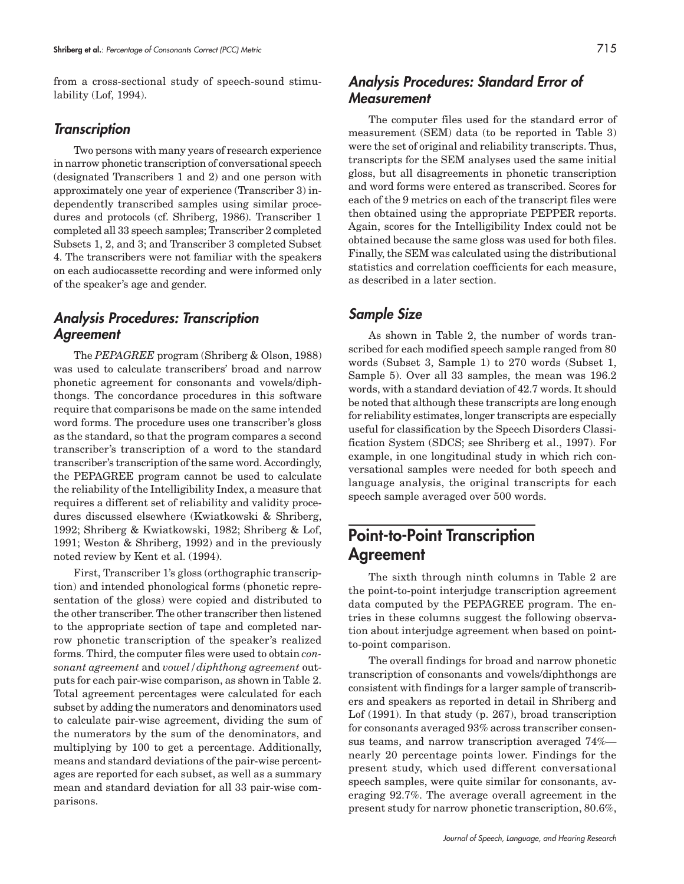from a cross-sectional study of speech-sound stimulability (Lof, 1994).

### Transcription

Two persons with many years of research experience in narrow phonetic transcription of conversational speech (designated Transcribers 1 and 2) and one person with approximately one year of experience (Transcriber 3) independently transcribed samples using similar procedures and protocols (cf. Shriberg, 1986). Transcriber 1 completed all 33 speech samples; Transcriber 2 completed Subsets 1, 2, and 3; and Transcriber 3 completed Subset 4. The transcribers were not familiar with the speakers on each audiocassette recording and were informed only of the speaker's age and gender.

### Analysis Procedures: Transcription Agreement

The *PEPAGREE* program (Shriberg & Olson, 1988) was used to calculate transcribers' broad and narrow phonetic agreement for consonants and vowels/diphthongs. The concordance procedures in this software require that comparisons be made on the same intended word forms. The procedure uses one transcriber's gloss as the standard, so that the program compares a second transcriber's transcription of a word to the standard transcriber's transcription of the same word. Accordingly, the PEPAGREE program cannot be used to calculate the reliability of the Intelligibility Index, a measure that requires a different set of reliability and validity procedures discussed elsewhere (Kwiatkowski & Shriberg, 1992; Shriberg & Kwiatkowski, 1982; Shriberg & Lof, 1991; Weston & Shriberg, 1992) and in the previously noted review by Kent et al. (1994).

First, Transcriber 1's gloss (orthographic transcription) and intended phonological forms (phonetic representation of the gloss) were copied and distributed to the other transcriber. The other transcriber then listened to the appropriate section of tape and completed narrow phonetic transcription of the speaker's realized forms. Third, the computer files were used to obtain *consonant agreement* and *vowel/diphthong agreement* outputs for each pair-wise comparison, as shown in Table 2. Total agreement percentages were calculated for each subset by adding the numerators and denominators used to calculate pair-wise agreement, dividing the sum of the numerators by the sum of the denominators, and multiplying by 100 to get a percentage. Additionally, means and standard deviations of the pair-wise percentages are reported for each subset, as well as a summary mean and standard deviation for all 33 pair-wise comparisons.

### Analysis Procedures: Standard Error of Measurement

The computer files used for the standard error of measurement (SEM) data (to be reported in Table 3) were the set of original and reliability transcripts. Thus, transcripts for the SEM analyses used the same initial gloss, but all disagreements in phonetic transcription and word forms were entered as transcribed. Scores for each of the 9 metrics on each of the transcript files were then obtained using the appropriate PEPPER reports. Again, scores for the Intelligibility Index could not be obtained because the same gloss was used for both files. Finally, the SEM was calculated using the distributional statistics and correlation coefficients for each measure, as described in a later section.

### Sample Size

As shown in Table 2, the number of words transcribed for each modified speech sample ranged from 80 words (Subset 3, Sample 1) to 270 words (Subset 1, Sample 5). Over all 33 samples, the mean was 196.2 words, with a standard deviation of 42.7 words. It should be noted that although these transcripts are long enough for reliability estimates, longer transcripts are especially useful for classification by the Speech Disorders Classification System (SDCS; see Shriberg et al., 1997). For example, in one longitudinal study in which rich conversational samples were needed for both speech and language analysis, the original transcripts for each speech sample averaged over 500 words.

## Point-to-Point Transcription Agreement

The sixth through ninth columns in Table 2 are the point-to-point interjudge transcription agreement data computed by the PEPAGREE program. The entries in these columns suggest the following observation about interjudge agreement when based on point-to-point comparison.

The overall findings for broad and narrow phonetic transcription of consonants and vowels/diphthongs are consistent with findings for a larger sample of transcribers and speakers as reported in detail in Shriberg and Lof (1991). In that study (p. 267), broad transcription for consonants averaged 93% across transcriber consensus teams, and narrow transcription averaged 74%—nearly 20 percentage points lower. Findings for the present study, which used different conversational speech samples, were quite similar for consonants, averaging 92.7%. The average overall agreement in the present study for narrow phonetic transcription, 80.6%,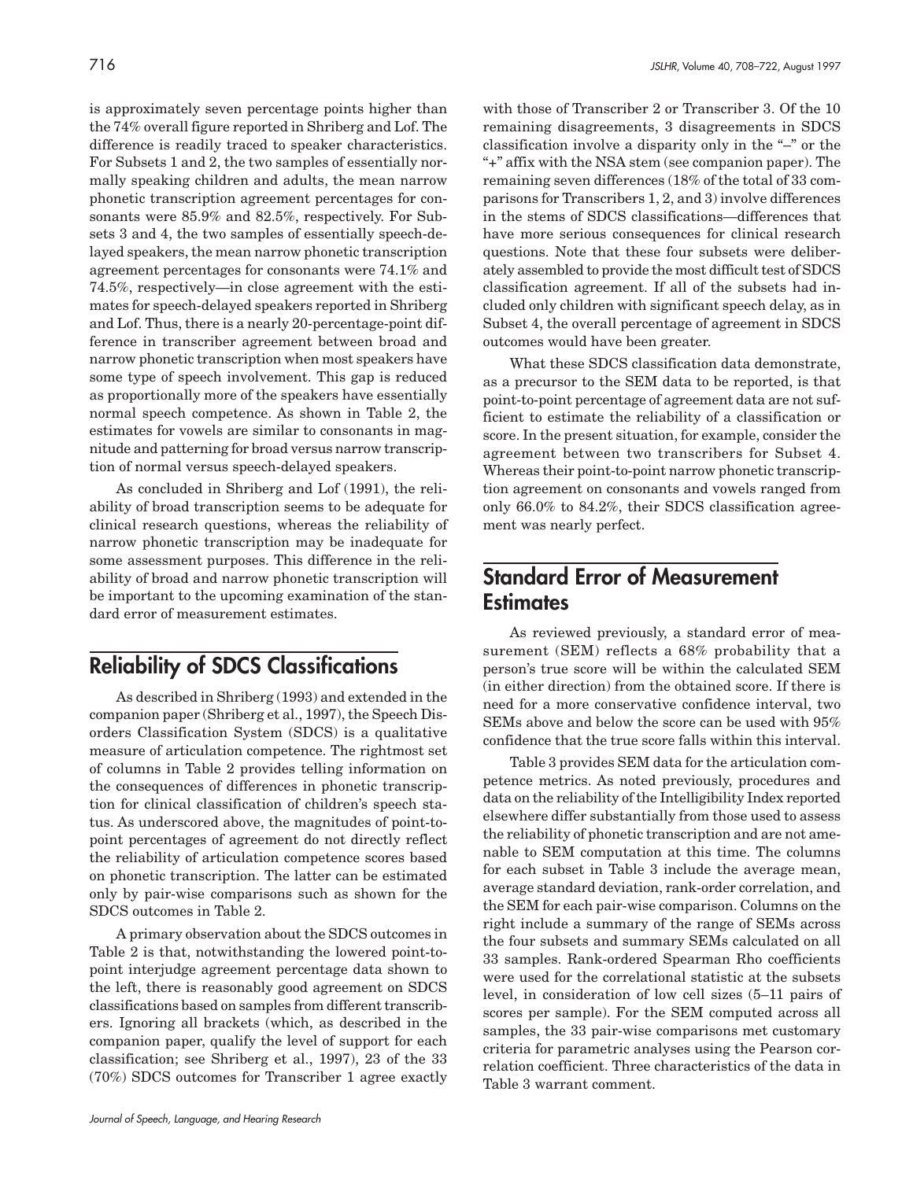is approximately seven percentage points higher than the 74% overall figure reported in Shriberg and Lof. The difference is readily traced to speaker characteristics. For Subsets 1 and 2, the two samples of essentially normally speaking children and adults, the mean narrow phonetic transcription agreement percentages for consonants were 85.9% and 82.5%, respectively. For Subsets 3 and 4, the two samples of essentially speech-delayed speakers, the mean narrow phonetic transcription agreement percentages for consonants were 74.1% and 74.5%, respectively—in close agreement with the estimates for speech-delayed speakers reported in Shriberg and Lof. Thus, there is a nearly 20-percentage-point difference in transcriber agreement between broad and narrow phonetic transcription when most speakers have some type of speech involvement. This gap is reduced as proportionally more of the speakers have essentially normal speech competence. As shown in Table 2, the estimates for vowels are similar to consonants in magnitude and patterning for broad versus narrow transcription of normal versus speech-delayed speakers.

As concluded in Shriberg and Lof (1991), the reliability of broad transcription seems to be adequate for clinical research questions, whereas the reliability of narrow phonetic transcription may be inadequate for some assessment purposes. This difference in the reliability of broad and narrow phonetic transcription will be important to the upcoming examination of the standard error of measurement estimates.

## Reliability of SDCS Classifications

As described in Shriberg (1993) and extended in the companion paper (Shriberg et al., 1997), the Speech Disorders Classification System (SDCS) is a qualitative measure of articulation competence. The rightmost set of columns in Table 2 provides telling information on the consequences of differences in phonetic transcription for clinical classification of children's speech status. As underscored above, the magnitudes of point-to-point percentages of agreement do not directly reflect the reliability of articulation competence scores based on phonetic transcription. The latter can be estimated only by pair-wise comparisons such as shown for the SDCS outcomes in Table 2.

A primary observation about the SDCS outcomes in Table 2 is that, notwithstanding the lowered point-to-point interjudge agreement percentage data shown to the left, there is reasonably good agreement on SDCS classifications based on samples from different transcribers. Ignoring all brackets (which, as described in the companion paper, qualify the level of support for each classification; see Shriberg et al., 1997), 23 of the 33 (70%) SDCS outcomes for Transcriber 1 agree exactly with those of Transcriber 2 or Transcriber 3. Of the 10 remaining disagreements, 3 disagreements in SDCS classification involve a disparity only in the "–" or the "+" affix with the NSA stem (see companion paper). The remaining seven differences (18% of the total of 33 comparisons for Transcribers 1, 2, and 3) involve differences in the stems of SDCS classifications—differences that have more serious consequences for clinical research questions. Note that these four subsets were deliberately assembled to provide the most difficult test of SDCS classification agreement. If all of the subsets had included only children with significant speech delay, as in Subset 4, the overall percentage of agreement in SDCS outcomes would have been greater.

What these SDCS classification data demonstrate, as a precursor to the SEM data to be reported, is that point-to-point percentage of agreement data are not sufficient to estimate the reliability of a classification or score. In the present situation, for example, consider the agreement between two transcribers for Subset 4. Whereas their point-to-point narrow phonetic transcription agreement on consonants and vowels ranged from only 66.0% to 84.2%, their SDCS classification agreement was nearly perfect.

## Standard Error of Measurement Estimates

As reviewed previously, a standard error of measurement (SEM) reflects a 68% probability that a person's true score will be within the calculated SEM (in either direction) from the obtained score. If there is need for a more conservative confidence interval, two SEMs above and below the score can be used with 95% confidence that the true score falls within this interval.

Table 3 provides SEM data for the articulation competence metrics. As noted previously, procedures and data on the reliability of the Intelligibility Index reported elsewhere differ substantially from those used to assess the reliability of phonetic transcription and are not amenable to SEM computation at this time. The columns for each subset in Table 3 include the average mean, average standard deviation, rank-order correlation, and the SEM for each pair-wise comparison. Columns on the right include a summary of the range of SEMs across the four subsets and summary SEMs calculated on all 33 samples. Rank-ordered Spearman Rho coefficients were used for the correlational statistic at the subsets level, in consideration of low cell sizes (5–11 pairs of scores per sample). For the SEM computed across all samples, the 33 pair-wise comparisons met customary criteria for parametric analyses using the Pearson correlation coefficient. Three characteristics of the data in Table 3 warrant comment.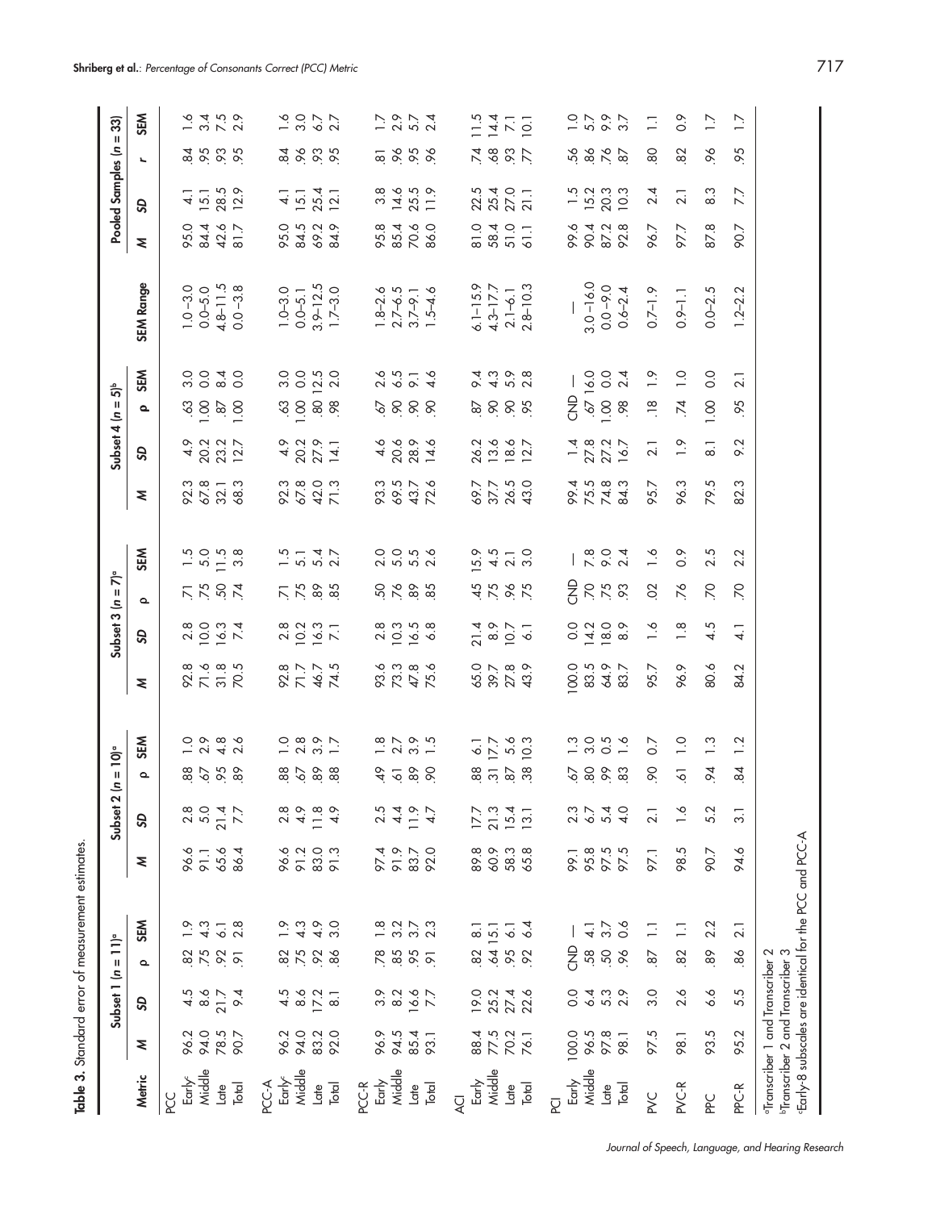**Table 3.** Standard error of measurement estimates.

| Metric | Subset 1 (n = 11)[a] | | | | Subset 2 (n = 10)[a] | | | | Subset 3 (n = 7)[a] | | | | Subset 4 (n = 5)[b] | | | | | Pooled Samples (n = 33) | | | |
|---|---|---|---|---|---|---|---|---|---|---|---|---|---|---|---|---|---|---|---|---|---|
| | M | SD | ρ | SEM | M | SD | ρ | SEM | M | SD | ρ | SEM | M | SD | ρ | SEM | SEM Range | M | SD | r | SEM |
| **PCC** | | | | | | | | | | | | | | | | | | | | | |
| Early[c] | 96.2 | 4.5 | .82 | 1.9 | 96.6 | 2.8 | .88 | 1.0 | 92.8 | 2.8 | .71 | 1.5 | 92.3 | 4.9 | .63 | 3.0 | 1.0–3.0 | 95.0 | 4.1 | .84 | 1.6 |
| Middle | 94.0 | 8.6 | .75 | 4.3 | 91.1 | 5.0 | .67 | 2.9 | 71.6 | 10.0 | .75 | 5.0 | 67.8 | 20.2 | 1.00 | 0.0 | 0.0–5.0 | 84.4 | 15.1 | .95 | 3.4 |
| Late | 78.5 | 21.7 | .92 | 6.1 | 65.6 | 21.4 | .95 | 4.8 | 31.8 | 16.3 | .50 | 11.5 | 32.1 | 23.2 | .87 | 8.4 | 4.8–11.5 | 42.6 | 28.5 | .93 | 7.5 |
| Total | 90.7 | 9.4 | .91 | 2.8 | 86.4 | 7.7 | .89 | 2.6 | 70.5 | 7.4 | .74 | 3.8 | 68.3 | 12.7 | 1.00 | 0.0 | 0.0–3.8 | 81.7 | 12.9 | .95 | 2.9 |
| **PCC-A** | | | | | | | | | | | | | | | | | | | | | |
| Early | 96.2 | 4.5 | .82 | 1.9 | 96.6 | 2.8 | .88 | 1.0 | 92.8 | 2.8 | .71 | 1.5 | 92.3 | 4.9 | .63 | 3.0 | 1.0–3.0 | 95.0 | 4.1 | .84 | 1.6 |
| Middle | 94.0 | 8.6 | .75 | 4.3 | 91.2 | 4.9 | .67 | 2.8 | 71.7 | 10.2 | .75 | 5.1 | 67.8 | 20.2 | 1.00 | 0.0 | 0.0–5.1 | 84.5 | 15.1 | .96 | 3.0 |
| Late | 83.2 | 17.2 | .92 | 4.9 | 83.0 | 11.8 | .89 | 3.9 | 46.7 | 16.3 | .89 | 5.4 | 42.0 | 27.9 | .80 | 12.5 | 3.9–12.5 | 69.2 | 25.4 | .93 | 6.7 |
| Total | 92.0 | 8.1 | .86 | 3.0 | 91.3 | 4.9 | .88 | 1.7 | 74.5 | 7.1 | .85 | 2.7 | 71.3 | 14.1 | .98 | 2.0 | 1.7–3.0 | 84.9 | 12.1 | .95 | 2.7 |
| **PCC-R** | | | | | | | | | | | | | | | | | | | | | |
| Early | 96.9 | 3.9 | .78 | 1.8 | 97.4 | 2.5 | .49 | 1.8 | 93.6 | 2.8 | .50 | 2.0 | 93.3 | 4.6 | .67 | 2.6 | 1.8–2.6 | 95.8 | 3.8 | .81 | 1.7 |
| Middle | 94.5 | 8.2 | .85 | 3.2 | 91.9 | 4.4 | .61 | 2.7 | 73.3 | 10.3 | .76 | 5.0 | 69.5 | 20.6 | .90 | 6.5 | 2.7–6.5 | 85.4 | 14.6 | .96 | 2.9 |
| Late | 85.4 | 16.6 | .95 | 3.7 | 83.7 | 11.9 | .89 | 3.9 | 47.8 | 16.5 | .89 | 5.5 | 43.7 | 28.9 | .90 | 9.1 | 3.7–9.1 | 70.6 | 25.5 | .95 | 5.7 |
| Total | 93.1 | 7.7 | .91 | 2.3 | 92.0 | 4.7 | .90 | 1.5 | 75.6 | 6.8 | .85 | 2.6 | 72.6 | 14.6 | .90 | 4.6 | 1.5–4.6 | 86.0 | 11.9 | .96 | 2.4 |
| **ACI** | | | | | | | | | | | | | | | | | | | | | |
| Early | 88.4 | 19.0 | .82 | 8.1 | 89.8 | 17.7 | .88 | 6.1 | 65.0 | 21.4 | .45 | 15.9 | 69.7 | 26.2 | .87 | 9.4 | 6.1–15.9 | 81.0 | 22.5 | .74 | 11.5 |
| Middle | 77.5 | 25.2 | .64 | 15.1 | 60.9 | 21.3 | .31 | 17.7 | 39.7 | 8.9 | .75 | 4.5 | 37.7 | 13.6 | .90 | 4.3 | 4.3–17.7 | 58.4 | 25.4 | .68 | 14.4 |
| Late | 70.2 | 27.4 | .95 | 6.1 | 58.3 | 15.4 | .87 | 5.6 | 27.8 | 10.7 | .96 | 2.1 | 26.5 | 18.6 | .90 | 5.9 | 2.1–6.1 | 51.0 | 27.0 | .93 | 7.1 |
| Total | 76.1 | 22.6 | .92 | 6.4 | 65.8 | 13.1 | .38 | 10.3 | 43.9 | 6.1 | .75 | 3.0 | 43.0 | 12.7 | .95 | 2.8 | 2.8–10.3 | 61.1 | 21.1 | .77 | 10.1 |
| **PCI** | | | | | | | | | | | | | | | | | | | | | |
| Early | 100.0 | 0.0 | CND | — | 99.1 | 2.3 | .67 | 1.3 | 100.0 | 0.0 | CND | — | 99.4 | 1.4 | CND | — | — | 99.6 | 1.5 | .56 | 1.0 |
| Middle | 96.5 | 6.4 | .58 | 4.1 | 95.8 | 6.7 | .80 | 3.0 | 83.5 | 14.2 | .70 | 7.8 | 75.5 | 27.8 | .67 | 16.0 | 3.0–16.0 | 90.4 | 15.2 | .86 | 5.7 |
| Late | 97.8 | 5.3 | .50 | 3.7 | 97.5 | 5.4 | .99 | 0.5 | 64.9 | 18.0 | .75 | 9.0 | 74.8 | 27.2 | 1.00 | 0.0 | 0.0–9.0 | 87.2 | 20.3 | .76 | 9.9 |
| Total | 98.1 | 2.9 | .96 | 0.6 | 97.5 | 4.0 | .83 | 1.6 | 83.7 | 8.9 | .93 | 2.4 | 84.3 | 16.7 | .98 | 2.4 | 0.6–2.4 | 92.8 | 10.3 | .87 | 3.7 |
| PVC | 97.5 | 3.0 | .87 | 1.1 | 97.1 | 2.1 | .90 | 0.7 | 95.7 | 1.6 | .02 | 1.6 | 95.7 | 2.1 | .18 | 1.9 | 0.7–1.9 | 96.7 | 2.4 | .80 | 1.1 |
| PVC-R | 98.1 | 2.6 | .82 | 1.1 | 98.5 | 1.6 | .61 | 1.0 | 96.9 | 1.8 | .76 | 0.9 | 96.3 | 1.9 | .74 | 1.0 | 0.9–1.1 | 97.7 | 2.1 | .82 | 0.9 |
| PPC | 93.5 | 6.6 | .89 | 2.2 | 90.7 | 5.2 | .94 | 1.3 | 80.6 | 4.5 | .70 | 2.5 | 79.5 | 8.1 | 1.00 | 0.0 | 0.0–2.5 | 87.8 | 8.3 | .96 | 1.7 |
| PPC-R | 95.2 | 5.5 | .86 | 2.1 | 94.6 | 3.1 | .84 | 1.2 | 84.2 | 4.1 | .70 | 2.2 | 82.3 | 9.2 | .95 | 2.1 | 1.2–2.2 | 90.7 | 7.7 | .95 | 1.7 |

[a]Transcriber 1 and Transcriber 2
[b]Transcriber 2 and Transcriber 3
[c]Early-8 subscales are identical for the PCC and PCC-A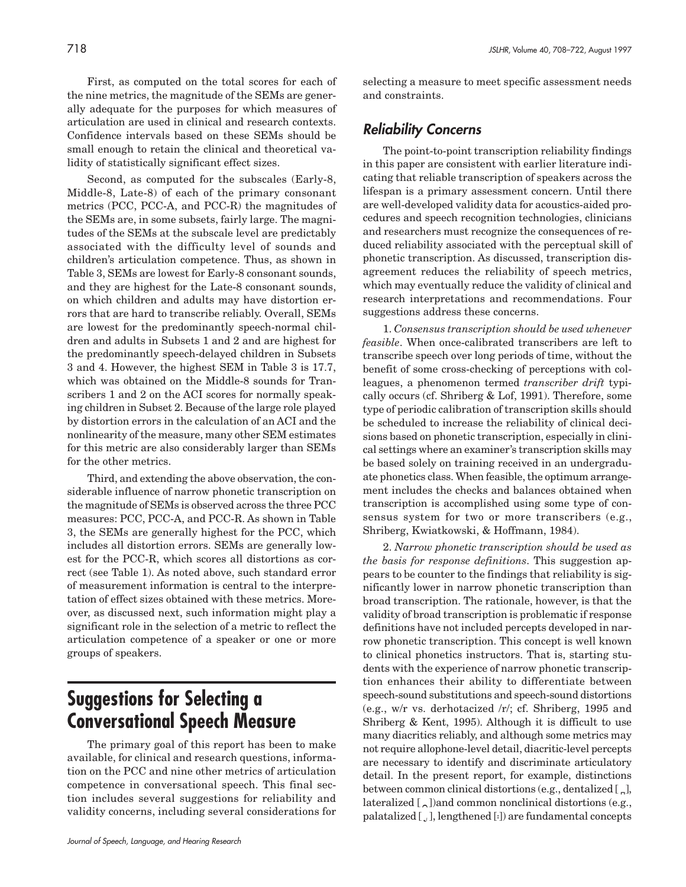First, as computed on the total scores for each of the nine metrics, the magnitude of the SEMs are generally adequate for the purposes for which measures of articulation are used in clinical and research contexts. Confidence intervals based on these SEMs should be small enough to retain the clinical and theoretical validity of statistically significant effect sizes.

Second, as computed for the subscales (Early-8, Middle-8, Late-8) of each of the primary consonant metrics (PCC, PCC-A, and PCC-R) the magnitudes of the SEMs are, in some subsets, fairly large. The magnitudes of the SEMs at the subscale level are predictably associated with the difficulty level of sounds and children's articulation competence. Thus, as shown in Table 3, SEMs are lowest for Early-8 consonant sounds, and they are highest for the Late-8 consonant sounds, on which children and adults may have distortion errors that are hard to transcribe reliably. Overall, SEMs are lowest for the predominantly speech-normal children and adults in Subsets 1 and 2 and are highest for the predominantly speech-delayed children in Subsets 3 and 4. However, the highest SEM in Table 3 is 17.7, which was obtained on the Middle-8 sounds for Transcribers 1 and 2 on the ACI scores for normally speaking children in Subset 2. Because of the large role played by distortion errors in the calculation of an ACI and the nonlinearity of the measure, many other SEM estimates for this metric are also considerably larger than SEMs for the other metrics.

Third, and extending the above observation, the considerable influence of narrow phonetic transcription on the magnitude of SEMs is observed across the three PCC measures: PCC, PCC-A, and PCC-R. As shown in Table 3, the SEMs are generally highest for the PCC, which includes all distortion errors. SEMs are generally lowest for the PCC-R, which scores all distortions as correct (see Table 1). As noted above, such standard error of measurement information is central to the interpretation of effect sizes obtained with these metrics. Moreover, as discussed next, such information might play a significant role in the selection of a metric to reflect the articulation competence of a speaker or one or more groups of speakers.

# Suggestions for Selecting a Conversational Speech Measure

The primary goal of this report has been to make available, for clinical and research questions, information on the PCC and nine other metrics of articulation competence in conversational speech. This final section includes several suggestions for reliability and validity concerns, including several considerations for selecting a measure to meet specific assessment needs and constraints.

## Reliability Concerns

The point-to-point transcription reliability findings in this paper are consistent with earlier literature indicating that reliable transcription of speakers across the lifespan is a primary assessment concern. Until there are well-developed validity data for acoustics-aided procedures and speech recognition technologies, clinicians and researchers must recognize the consequences of reduced reliability associated with the perceptual skill of phonetic transcription. As discussed, transcription disagreement reduces the reliability of speech metrics, which may eventually reduce the validity of clinical and research interpretations and recommendations. Four suggestions address these concerns.

1. *Consensus transcription should be used whenever feasible*. When once-calibrated transcribers are left to transcribe speech over long periods of time, without the benefit of some cross-checking of perceptions with colleagues, a phenomenon termed *transcriber drift* typically occurs (cf. Shriberg & Lof, 1991). Therefore, some type of periodic calibration of transcription skills should be scheduled to increase the reliability of clinical decisions based on phonetic transcription, especially in clinical settings where an examiner's transcription skills may be based solely on training received in an undergraduate phonetics class. When feasible, the optimum arrangement includes the checks and balances obtained when transcription is accomplished using some type of consensus system for two or more transcribers (e.g., Shriberg, Kwiatkowski, & Hoffmann, 1984).

2. *Narrow phonetic transcription should be used as the basis for response definitions*. This suggestion appears to be counter to the findings that reliability is significantly lower in narrow phonetic transcription than broad transcription. The rationale, however, is that the validity of broad transcription is problematic if response definitions have not included percepts developed in narrow phonetic transcription. This concept is well known to clinical phonetics instructors. That is, starting students with the experience of narrow phonetic transcription enhances their ability to differentiate between speech-sound substitutions and speech-sound distortions (e.g., w/r vs. derhotacized /r/; cf. Shriberg, 1995 and Shriberg & Kent, 1995). Although it is difficult to use many diacritics reliably, and although some metrics may not require allophone-level detail, diacritic-level percepts are necessary to identify and discriminate articulatory detail. In the present report, for example, distinctions between common clinical distortions (e.g., dentalized [ ̪ ], lateralized [ ͜ ])and common nonclinical distortions (e.g., palatalized [ ̡ ], lengthened [ː]) are fundamental concepts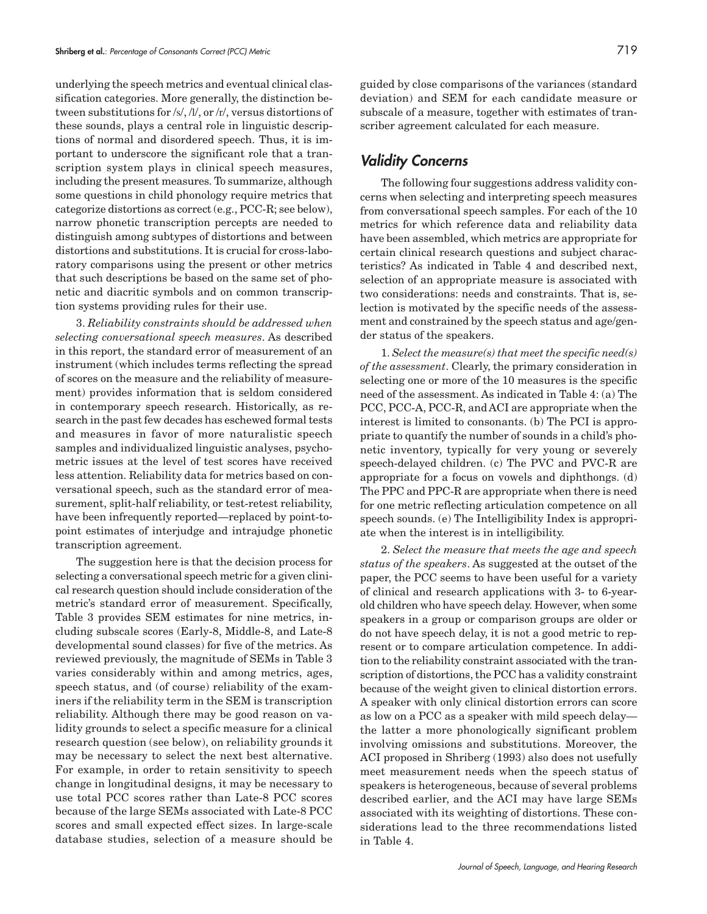underlying the speech metrics and eventual clinical classification categories. More generally, the distinction between substitutions for /s/, /l/, or /r/, versus distortions of these sounds, plays a central role in linguistic descriptions of normal and disordered speech. Thus, it is important to underscore the significant role that a transcription system plays in clinical speech measures, including the present measures. To summarize, although some questions in child phonology require metrics that categorize distortions as correct (e.g., PCC-R; see below), narrow phonetic transcription percepts are needed to distinguish among subtypes of distortions and between distortions and substitutions. It is crucial for cross-laboratory comparisons using the present or other metrics that such descriptions be based on the same set of phonetic and diacritic symbols and on common transcription systems providing rules for their use.

3. *Reliability constraints should be addressed when selecting conversational speech measures*. As described in this report, the standard error of measurement of an instrument (which includes terms reflecting the spread of scores on the measure and the reliability of measurement) provides information that is seldom considered in contemporary speech research. Historically, as research in the past few decades has eschewed formal tests and measures in favor of more naturalistic speech samples and individualized linguistic analyses, psychometric issues at the level of test scores have received less attention. Reliability data for metrics based on conversational speech, such as the standard error of measurement, split-half reliability, or test-retest reliability, have been infrequently reported—replaced by point-to-point estimates of interjudge and intrajudge phonetic transcription agreement.

The suggestion here is that the decision process for selecting a conversational speech metric for a given clinical research question should include consideration of the metric's standard error of measurement. Specifically, Table 3 provides SEM estimates for nine metrics, including subscale scores (Early-8, Middle-8, and Late-8 developmental sound classes) for five of the metrics. As reviewed previously, the magnitude of SEMs in Table 3 varies considerably within and among metrics, ages, speech status, and (of course) reliability of the examiners if the reliability term in the SEM is transcription reliability. Although there may be good reason on validity grounds to select a specific measure for a clinical research question (see below), on reliability grounds it may be necessary to select the next best alternative. For example, in order to retain sensitivity to speech change in longitudinal designs, it may be necessary to use total PCC scores rather than Late-8 PCC scores because of the large SEMs associated with Late-8 PCC scores and small expected effect sizes. In large-scale database studies, selection of a measure should be guided by close comparisons of the variances (standard deviation) and SEM for each candidate measure or subscale of a measure, together with estimates of transcriber agreement calculated for each measure.

## *Validity Concerns*

The following four suggestions address validity concerns when selecting and interpreting speech measures from conversational speech samples. For each of the 10 metrics for which reference data and reliability data have been assembled, which metrics are appropriate for certain clinical research questions and subject characteristics? As indicated in Table 4 and described next, selection of an appropriate measure is associated with two considerations: needs and constraints. That is, selection is motivated by the specific needs of the assessment and constrained by the speech status and age/gender status of the speakers.

1. *Select the measure(s) that meet the specific need(s) of the assessment*. Clearly, the primary consideration in selecting one or more of the 10 measures is the specific need of the assessment. As indicated in Table 4: (a) The PCC, PCC-A, PCC-R, and ACI are appropriate when the interest is limited to consonants. (b) The PCI is appropriate to quantify the number of sounds in a child's phonetic inventory, typically for very young or severely speech-delayed children. (c) The PVC and PVC-R are appropriate for a focus on vowels and diphthongs. (d) The PPC and PPC-R are appropriate when there is need for one metric reflecting articulation competence on all speech sounds. (e) The Intelligibility Index is appropriate when the interest is in intelligibility.

2. *Select the measure that meets the age and speech status of the speakers*. As suggested at the outset of the paper, the PCC seems to have been useful for a variety of clinical and research applications with 3- to 6-year-old children who have speech delay. However, when some speakers in a group or comparison groups are older or do not have speech delay, it is not a good metric to represent or to compare articulation competence. In addition to the reliability constraint associated with the transcription of distortions, the PCC has a validity constraint because of the weight given to clinical distortion errors. A speaker with only clinical distortion errors can score as low on a PCC as a speaker with mild speech delay—the latter a more phonologically significant problem involving omissions and substitutions. Moreover, the ACI proposed in Shriberg (1993) also does not usefully meet measurement needs when the speech status of speakers is heterogeneous, because of several problems described earlier, and the ACI may have large SEMs associated with its weighting of distortions. These considerations lead to the three recommendations listed in Table 4.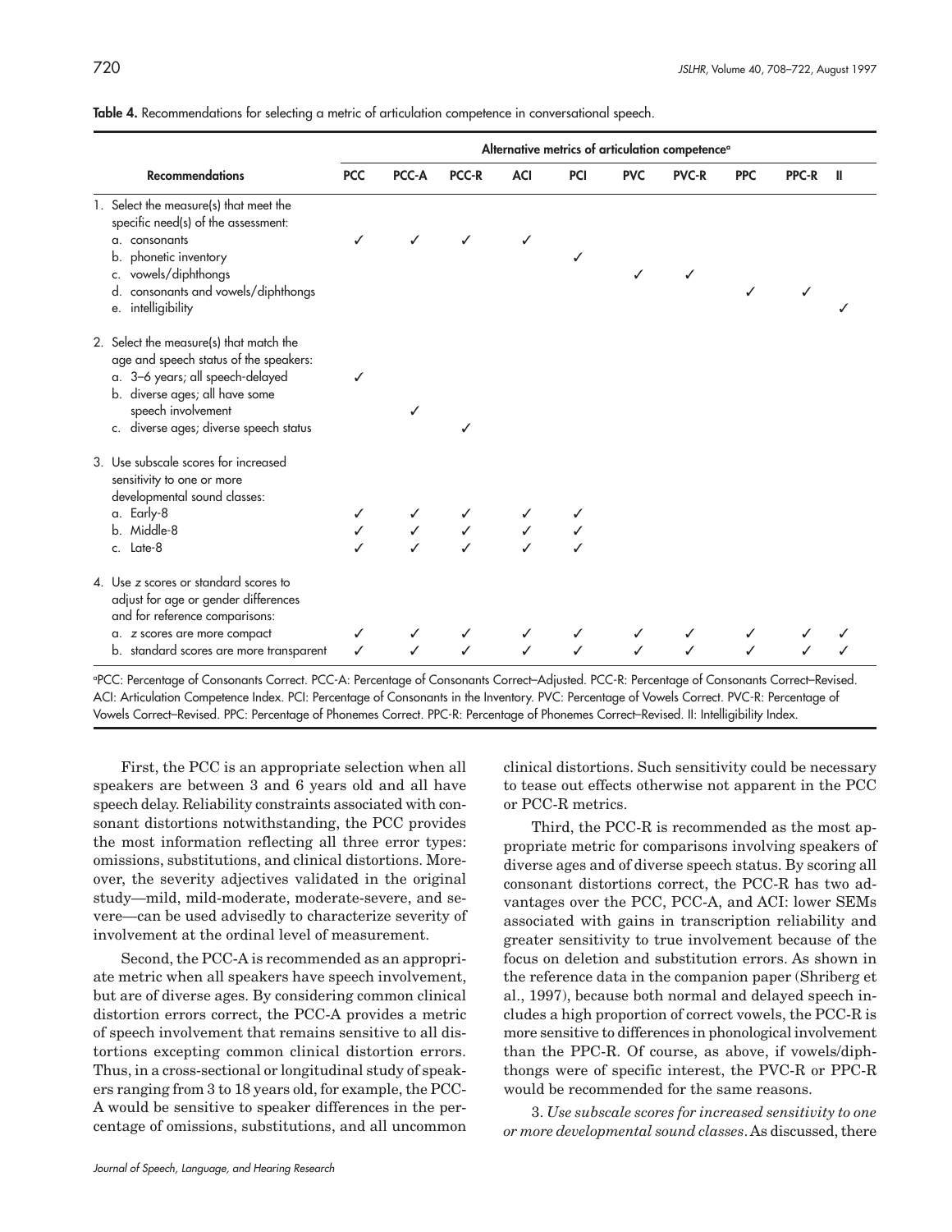**Table 4.** Recommendations for selecting a metric of articulation competence in conversational speech.

| Recommendations | Alternative metrics of articulation competence[a] | | | | | | | | | |
|---|---|---|---|---|---|---|---|---|---|---|
| | PCC | PCC-A | PCC-R | ACI | PCI | PVC | PVC-R | PPC | PPC-R | II |
| 1. Select the measure(s) that meet the specific need(s) of the assessment: | | | | | | | | | | |
| a. consonants | ✓ | ✓ | ✓ | ✓ | | | | | | |
| b. phonetic inventory | | | | | ✓ | | | | | |
| c. vowels/diphthongs | | | | | | ✓ | ✓ | | | |
| d. consonants and vowels/diphthongs | | | | | | | | ✓ | ✓ | |
| e. intelligibility | | | | | | | | | | ✓ |
| 2. Select the measure(s) that match the age and speech status of the speakers: | | | | | | | | | | |
| a. 3–6 years; all speech-delayed | ✓ | | | | | | | | | |
| b. diverse ages; all have some speech involvement | | ✓ | | | | | | | | |
| c. diverse ages; diverse speech status | | | ✓ | | | | | | | |
| 3. Use subscale scores for increased sensitivity to one or more developmental sound classes: | | | | | | | | | | |
| a. Early-8 | ✓ | ✓ | ✓ | ✓ | ✓ | | | | | |
| b. Middle-8 | ✓ | ✓ | ✓ | ✓ | ✓ | | | | | |
| c. Late-8 | ✓ | ✓ | ✓ | ✓ | ✓ | | | | | |
| 4. Use *z* scores or standard scores to adjust for age or gender differences and for reference comparisons: | | | | | | | | | | |
| a. *z* scores are more compact | ✓ | ✓ | ✓ | ✓ | ✓ | ✓ | ✓ | ✓ | ✓ | ✓ |
| b. standard scores are more transparent | ✓ | ✓ | ✓ | ✓ | ✓ | ✓ | ✓ | ✓ | ✓ | ✓ |

[a]PCC: Percentage of Consonants Correct. PCC-A: Percentage of Consonants Correct–Adjusted. PCC-R: Percentage of Consonants Correct–Revised. ACI: Articulation Competence Index. PCI: Percentage of Consonants in the Inventory. PVC: Percentage of Vowels Correct. PVC-R: Percentage of Vowels Correct–Revised. PPC: Percentage of Phonemes Correct. PPC-R: Percentage of Phonemes Correct–Revised. II: Intelligibility Index.

First, the PCC is an appropriate selection when all speakers are between 3 and 6 years old and all have speech delay. Reliability constraints associated with consonant distortions notwithstanding, the PCC provides the most information reflecting all three error types: omissions, substitutions, and clinical distortions. Moreover, the severity adjectives validated in the original study—mild, mild-moderate, moderate-severe, and severe—can be used advisedly to characterize severity of involvement at the ordinal level of measurement.

Second, the PCC-A is recommended as an appropriate metric when all speakers have speech involvement, but are of diverse ages. By considering common clinical distortion errors correct, the PCC-A provides a metric of speech involvement that remains sensitive to all distortions excepting common clinical distortion errors. Thus, in a cross-sectional or longitudinal study of speakers ranging from 3 to 18 years old, for example, the PCC-A would be sensitive to speaker differences in the percentage of omissions, substitutions, and all uncommon clinical distortions. Such sensitivity could be necessary to tease out effects otherwise not apparent in the PCC or PCC-R metrics.

Third, the PCC-R is recommended as the most appropriate metric for comparisons involving speakers of diverse ages and of diverse speech status. By scoring all consonant distortions correct, the PCC-R has two advantages over the PCC, PCC-A, and ACI: lower SEMs associated with gains in transcription reliability and greater sensitivity to true involvement because of the focus on deletion and substitution errors. As shown in the reference data in the companion paper (Shriberg et al., 1997), because both normal and delayed speech includes a high proportion of correct vowels, the PCC-R is more sensitive to differences in phonological involvement than the PPC-R. Of course, as above, if vowels/diphthongs were of specific interest, the PVC-R or PPC-R would be recommended for the same reasons.

3. *Use subscale scores for increased sensitivity to one or more developmental sound classes*. As discussed, there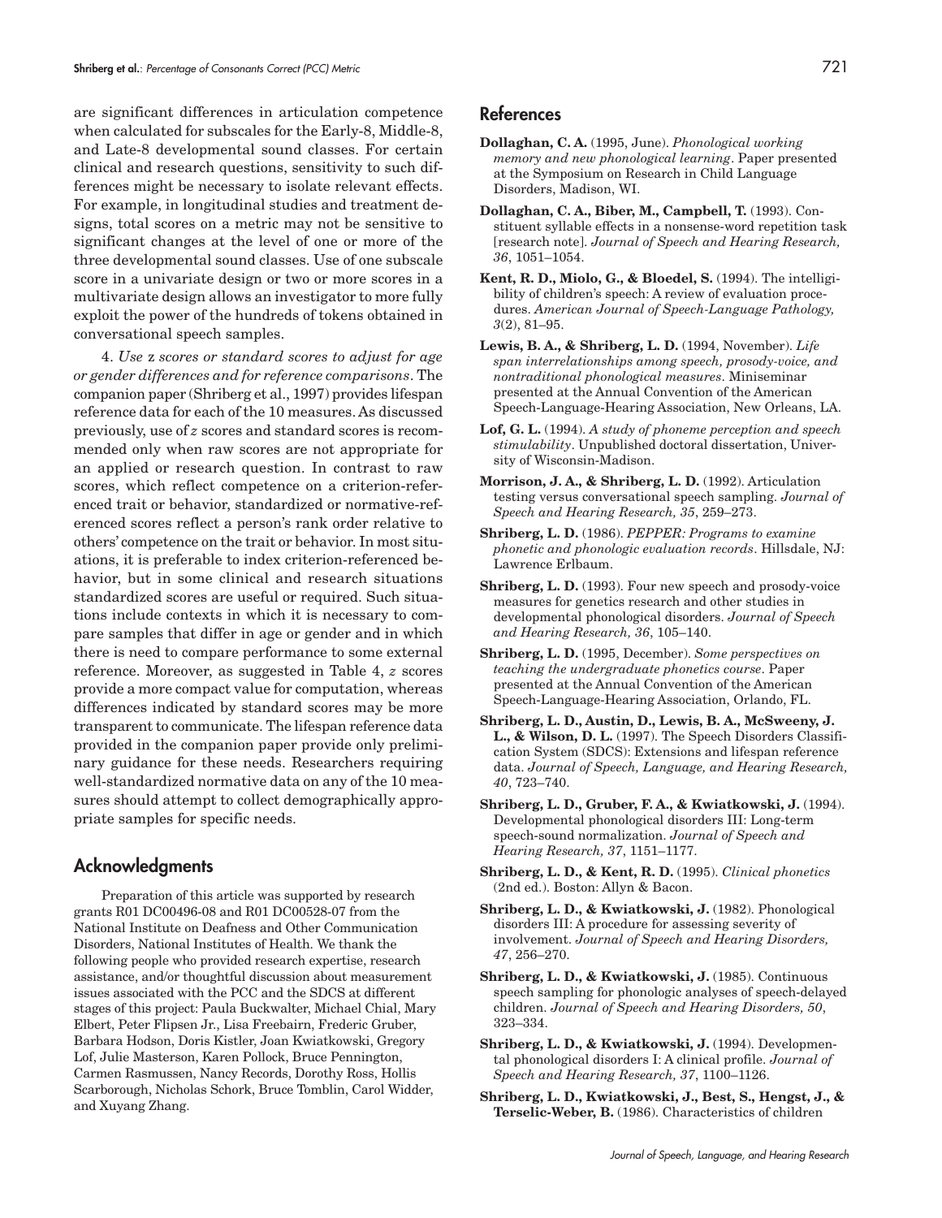are significant differences in articulation competence when calculated for subscales for the Early-8, Middle-8, and Late-8 developmental sound classes. For certain clinical and research questions, sensitivity to such differences might be necessary to isolate relevant effects. For example, in longitudinal studies and treatment designs, total scores on a metric may not be sensitive to significant changes at the level of one or more of the three developmental sound classes. Use of one subscale score in a univariate design or two or more scores in a multivariate design allows an investigator to more fully exploit the power of the hundreds of tokens obtained in conversational speech samples.

4. *Use z scores or standard scores to adjust for age or gender differences and for reference comparisons*. The companion paper (Shriberg et al., 1997) provides lifespan reference data for each of the 10 measures. As discussed previously, use of *z* scores and standard scores is recommended only when raw scores are not appropriate for an applied or research question. In contrast to raw scores, which reflect competence on a criterion-referenced trait or behavior, standardized or normative-referenced scores reflect a person's rank order relative to others' competence on the trait or behavior. In most situations, it is preferable to index criterion-referenced behavior, but in some clinical and research situations standardized scores are useful or required. Such situations include contexts in which it is necessary to compare samples that differ in age or gender and in which there is need to compare performance to some external reference. Moreover, as suggested in Table 4, *z* scores provide a more compact value for computation, whereas differences indicated by standard scores may be more transparent to communicate. The lifespan reference data provided in the companion paper provide only preliminary guidance for these needs. Researchers requiring well-standardized normative data on any of the 10 measures should attempt to collect demographically appropriate samples for specific needs.

## Acknowledgments

Preparation of this article was supported by research grants R01 DC00496-08 and R01 DC00528-07 from the National Institute on Deafness and Other Communication Disorders, National Institutes of Health. We thank the following people who provided research expertise, research assistance, and/or thoughtful discussion about measurement issues associated with the PCC and the SDCS at different stages of this project: Paula Buckwalter, Michael Chial, Mary Elbert, Peter Flipsen Jr., Lisa Freebairn, Frederic Gruber, Barbara Hodson, Doris Kistler, Joan Kwiatkowski, Gregory Lof, Julie Masterson, Karen Pollock, Bruce Pennington, Carmen Rasmussen, Nancy Records, Dorothy Ross, Hollis Scarborough, Nicholas Schork, Bruce Tomblin, Carol Widder, and Xuyang Zhang.

## References

**Dollaghan, C. A.** (1995, June). *Phonological working memory and new phonological learning*. Paper presented at the Symposium on Research in Child Language Disorders, Madison, WI.

**Dollaghan, C. A., Biber, M., Campbell, T.** (1993). Constituent syllable effects in a nonsense-word repetition task [research note]. *Journal of Speech and Hearing Research, 36*, 1051–1054.

**Kent, R. D., Miolo, G., & Bloedel, S.** (1994). The intelligibility of children's speech: A review of evaluation procedures. *American Journal of Speech-Language Pathology, 3*(2), 81–95.

**Lewis, B. A., & Shriberg, L. D.** (1994, November). *Life span interrelationships among speech, prosody-voice, and nontraditional phonological measures*. Miniseminar presented at the Annual Convention of the American Speech-Language-Hearing Association, New Orleans, LA.

**Lof, G. L.** (1994). *A study of phoneme perception and speech stimulability*. Unpublished doctoral dissertation, University of Wisconsin-Madison.

**Morrison, J. A., & Shriberg, L. D.** (1992). Articulation testing versus conversational speech sampling. *Journal of Speech and Hearing Research, 35*, 259–273.

**Shriberg, L. D.** (1986). *PEPPER: Programs to examine phonetic and phonologic evaluation records*. Hillsdale, NJ: Lawrence Erlbaum.

**Shriberg, L. D.** (1993). Four new speech and prosody-voice measures for genetics research and other studies in developmental phonological disorders. *Journal of Speech and Hearing Research, 36*, 105–140.

**Shriberg, L. D.** (1995, December). *Some perspectives on teaching the undergraduate phonetics course*. Paper presented at the Annual Convention of the American Speech-Language-Hearing Association, Orlando, FL.

**Shriberg, L. D., Austin, D., Lewis, B. A., McSweeny, J. L., & Wilson, D. L.** (1997). The Speech Disorders Classification System (SDCS): Extensions and lifespan reference data. *Journal of Speech, Language, and Hearing Research, 40*, 723–740.

**Shriberg, L. D., Gruber, F. A., & Kwiatkowski, J.** (1994). Developmental phonological disorders III: Long-term speech-sound normalization. *Journal of Speech and Hearing Research, 37*, 1151–1177.

**Shriberg, L. D., & Kent, R. D.** (1995). *Clinical phonetics* (2nd ed.). Boston: Allyn & Bacon.

**Shriberg, L. D., & Kwiatkowski, J.** (1982). Phonological disorders III: A procedure for assessing severity of involvement. *Journal of Speech and Hearing Disorders, 47*, 256–270.

**Shriberg, L. D., & Kwiatkowski, J.** (1985). Continuous speech sampling for phonologic analyses of speech-delayed children. *Journal of Speech and Hearing Disorders, 50*, 323–334.

**Shriberg, L. D., & Kwiatkowski, J.** (1994). Developmental phonological disorders I: A clinical profile. *Journal of Speech and Hearing Research, 37*, 1100–1126.

**Shriberg, L. D., Kwiatkowski, J., Best, S., Hengst, J., & Terselic-Weber, B.** (1986). Characteristics of children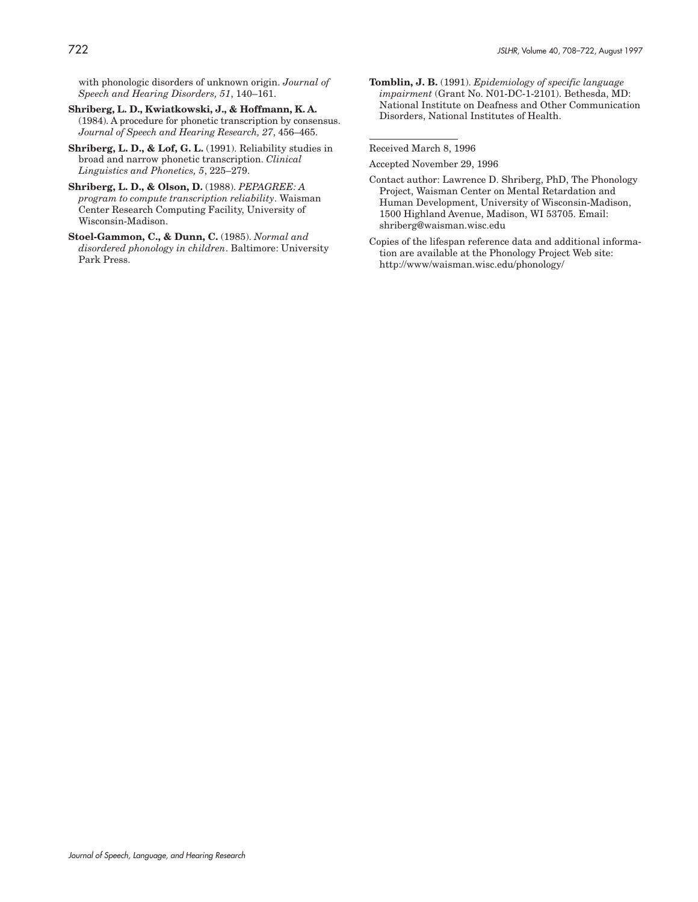with phonologic disorders of unknown origin. *Journal of Speech and Hearing Disorders, 51*, 140–161.

**Shriberg, L. D., Kwiatkowski, J., & Hoffmann, K. A.** (1984). A procedure for phonetic transcription by consensus. *Journal of Speech and Hearing Research, 27*, 456–465.

**Shriberg, L. D., & Lof, G. L.** (1991). Reliability studies in broad and narrow phonetic transcription. *Clinical Linguistics and Phonetics, 5*, 225–279.

**Shriberg, L. D., & Olson, D.** (1988). *PEPAGREE: A program to compute transcription reliability*. Waisman Center Research Computing Facility, University of Wisconsin-Madison.

**Stoel-Gammon, C., & Dunn, C.** (1985). *Normal and disordered phonology in children*. Baltimore: University Park Press.

**Tomblin, J. B.** (1991). *Epidemiology of specific language impairment* (Grant No. N01-DC-1-2101). Bethesda, MD: National Institute on Deafness and Other Communication Disorders, National Institutes of Health.

---

Received March 8, 1996

Accepted November 29, 1996

Contact author: Lawrence D. Shriberg, PhD, The Phonology Project, Waisman Center on Mental Retardation and Human Development, University of Wisconsin-Madison, 1500 Highland Avenue, Madison, WI 53705. Email: shriberg@waisman.wisc.edu

Copies of the lifespan reference data and additional information are available at the Phonology Project Web site: http://www/waisman.wisc.edu/phonology/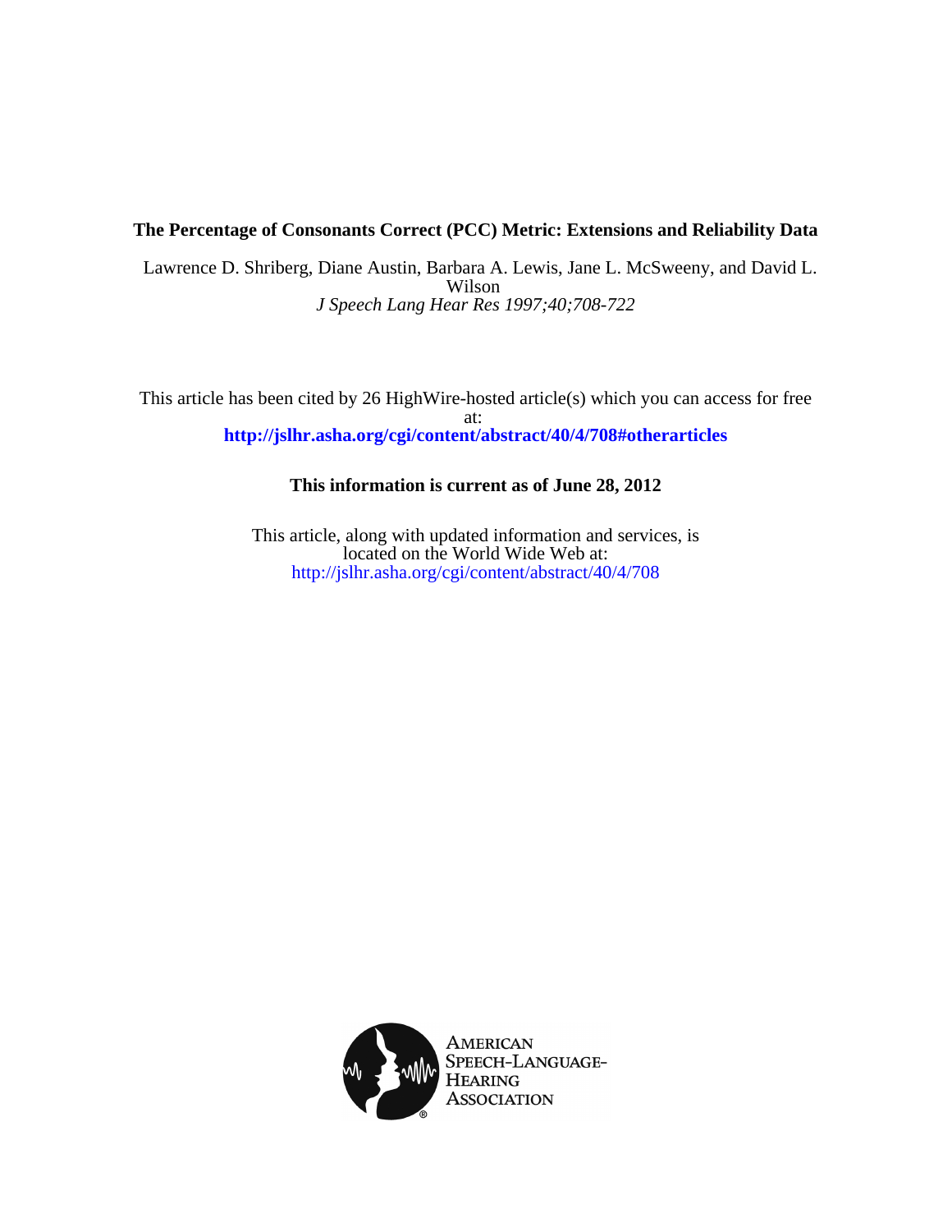**The Percentage of Consonants Correct (PCC) Metric: Extensions and Reliability Data**

Lawrence D. Shriberg, Diane Austin, Barbara A. Lewis, Jane L. McSweeny, and David L. Wilson

*J Speech Lang Hear Res 1997;40;708-722*

This article has been cited by 26 HighWire-hosted article(s) which you can access for free at:

**http://jslhr.asha.org/cgi/content/abstract/40/4/708#otherarticles**

**This information is current as of June 28, 2012**

This article, along with updated information and services, is located on the World Wide Web at:

http://jslhr.asha.org/cgi/content/abstract/40/4/708

AMERICAN SPEECH-LANGUAGE-HEARING ASSOCIATION